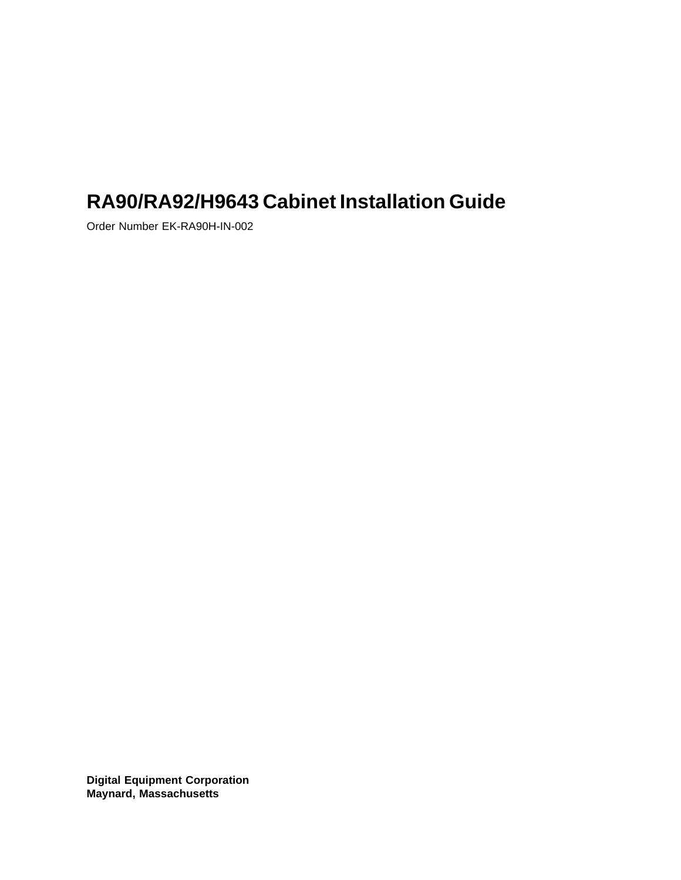# RA90/RA92/H9643 Cabinet Installation Guide

Order Number EK-RA90H-IN-002

**Digital Equipment Corporation**
**Maynard, Massachusetts**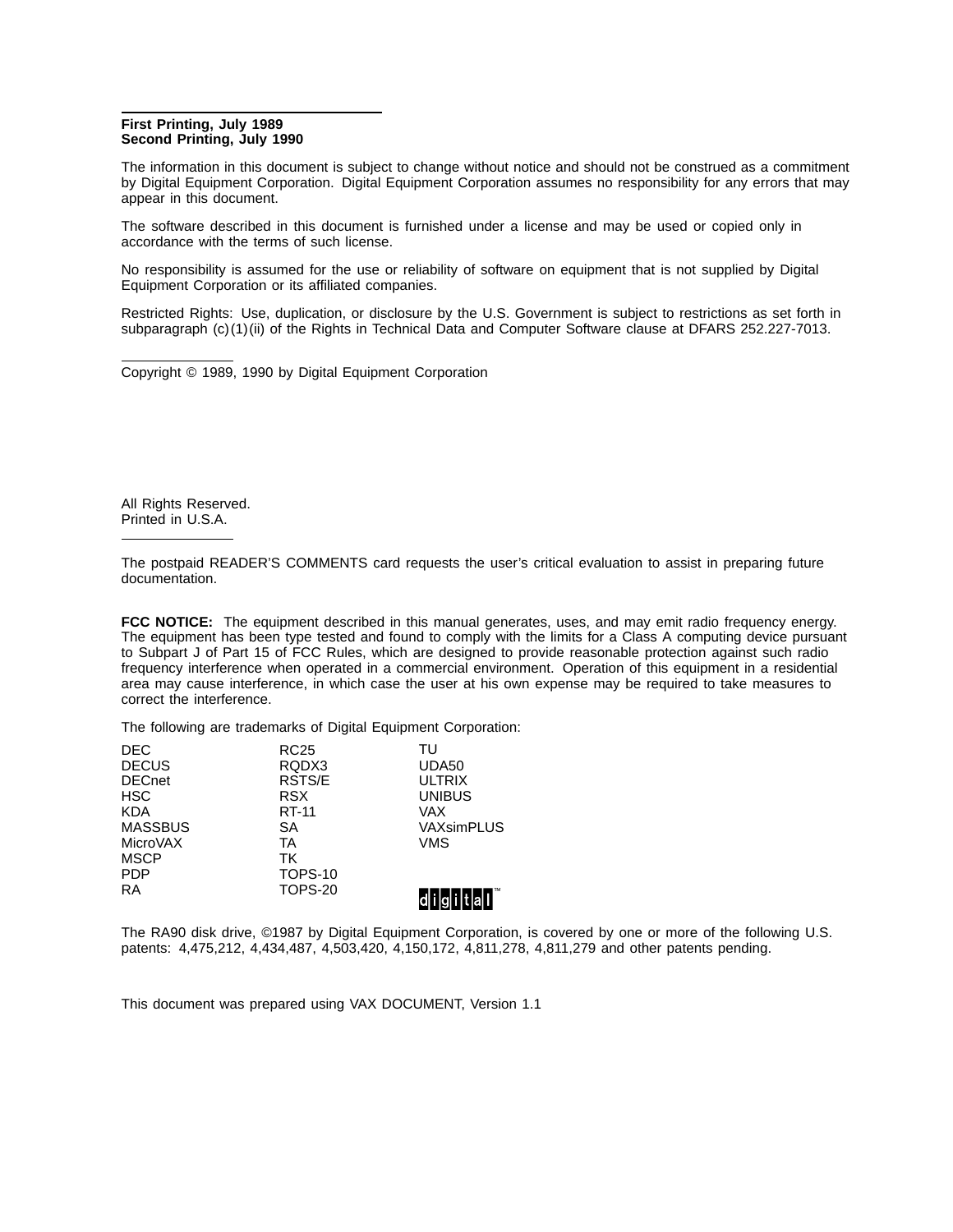**First Printing, July 1989**
**Second Printing, July 1990**

The information in this document is subject to change without notice and should not be construed as a commitment by Digital Equipment Corporation. Digital Equipment Corporation assumes no responsibility for any errors that may appear in this document.

The software described in this document is furnished under a license and may be used or copied only in accordance with the terms of such license.

No responsibility is assumed for the use or reliability of software on equipment that is not supplied by Digital Equipment Corporation or its affiliated companies.

Restricted Rights: Use, duplication, or disclosure by the U.S. Government is subject to restrictions as set forth in subparagraph (c)(1)(ii) of the Rights in Technical Data and Computer Software clause at DFARS 252.227-7013.

Copyright © 1989, 1990 by Digital Equipment Corporation

All Rights Reserved.
Printed in U.S.A.

The postpaid READER'S COMMENTS card requests the user's critical evaluation to assist in preparing future documentation.

**FCC NOTICE:** The equipment described in this manual generates, uses, and may emit radio frequency energy. The equipment has been type tested and found to comply with the limits for a Class A computing device pursuant to Subpart J of Part 15 of FCC Rules, which are designed to provide reasonable protection against such radio frequency interference when operated in a commercial environment. Operation of this equipment in a residential area may cause interference, in which case the user at his own expense may be required to take measures to correct the interference.

The following are trademarks of Digital Equipment Corporation:

| | | |
|---|---|---|
| DEC | RC25 | TU |
| DECUS | RQDX3 | UDA50 |
| DECnet | RSTS/E | ULTRIX |
| HSC | RSX | UNIBUS |
| KDA | RT-11 | VAX |
| MASSBUS | SA | VAXsimPLUS |
| MicroVAX | TA | VMS |
| MSCP | TK | |
| PDP | TOPS-10 | |
| RA | TOPS-20 | digital™ |

The RA90 disk drive, ©1987 by Digital Equipment Corporation, is covered by one or more of the following U.S. patents: 4,475,212, 4,434,487, 4,503,420, 4,150,172, 4,811,278, 4,811,279 and other patents pending.

This document was prepared using VAX DOCUMENT, Version 1.1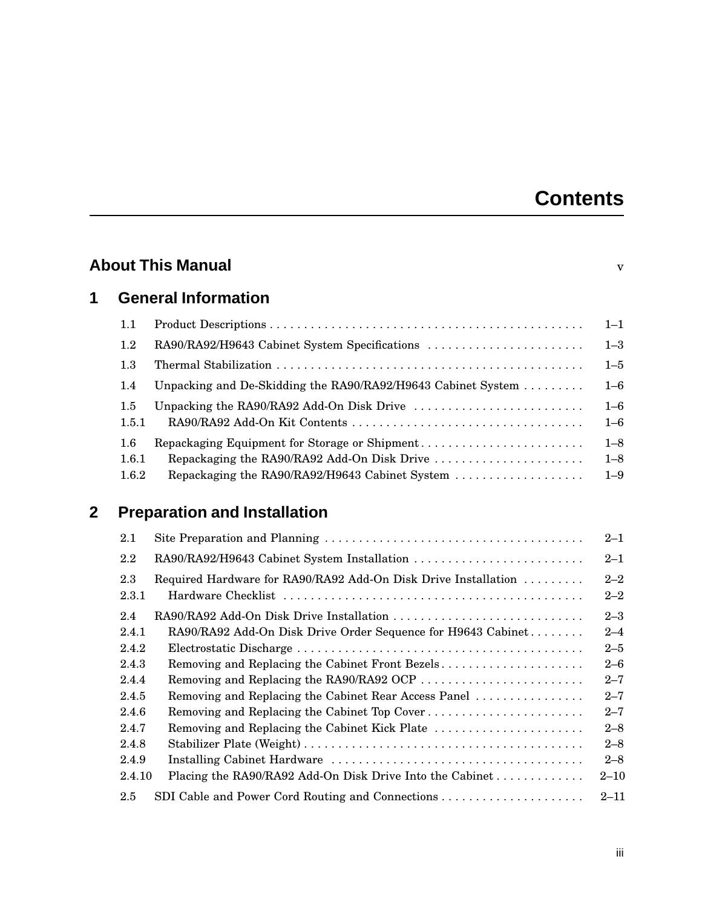# Contents

**About This Manual** v

## 1 General Information

| | | |
|---|---|---|
| 1.1 | Product Descriptions | 1–1 |
| 1.2 | RA90/RA92/H9643 Cabinet System Specifications | 1–3 |
| 1.3 | Thermal Stabilization | 1–5 |
| 1.4 | Unpacking and De-Skidding the RA90/RA92/H9643 Cabinet System | 1–6 |
| 1.5 | Unpacking the RA90/RA92 Add-On Disk Drive | 1–6 |
| 1.5.1 | RA90/RA92 Add-On Kit Contents | 1–6 |
| 1.6 | Repackaging Equipment for Storage or Shipment | 1–8 |
| 1.6.1 | Repackaging the RA90/RA92 Add-On Disk Drive | 1–8 |
| 1.6.2 | Repackaging the RA90/RA92/H9643 Cabinet System | 1–9 |

## 2 Preparation and Installation

| | | |
|---|---|---|
| 2.1 | Site Preparation and Planning | 2–1 |
| 2.2 | RA90/RA92/H9643 Cabinet System Installation | 2–1 |
| 2.3 | Required Hardware for RA90/RA92 Add-On Disk Drive Installation | 2–2 |
| 2.3.1 | Hardware Checklist | 2–2 |
| 2.4 | RA90/RA92 Add-On Disk Drive Installation | 2–3 |
| 2.4.1 | RA90/RA92 Add-On Disk Drive Order Sequence for H9643 Cabinet | 2–4 |
| 2.4.2 | Electrostatic Discharge | 2–5 |
| 2.4.3 | Removing and Replacing the Cabinet Front Bezels | 2–6 |
| 2.4.4 | Removing and Replacing the RA90/RA92 OCP | 2–7 |
| 2.4.5 | Removing and Replacing the Cabinet Rear Access Panel | 2–7 |
| 2.4.6 | Removing and Replacing the Cabinet Top Cover | 2–7 |
| 2.4.7 | Removing and Replacing the Cabinet Kick Plate | 2–8 |
| 2.4.8 | Stabilizer Plate (Weight) | 2–8 |
| 2.4.9 | Installing Cabinet Hardware | 2–8 |
| 2.4.10 | Placing the RA90/RA92 Add-On Disk Drive Into the Cabinet | 2–10 |
| 2.5 | SDI Cable and Power Cord Routing and Connections | 2–11 |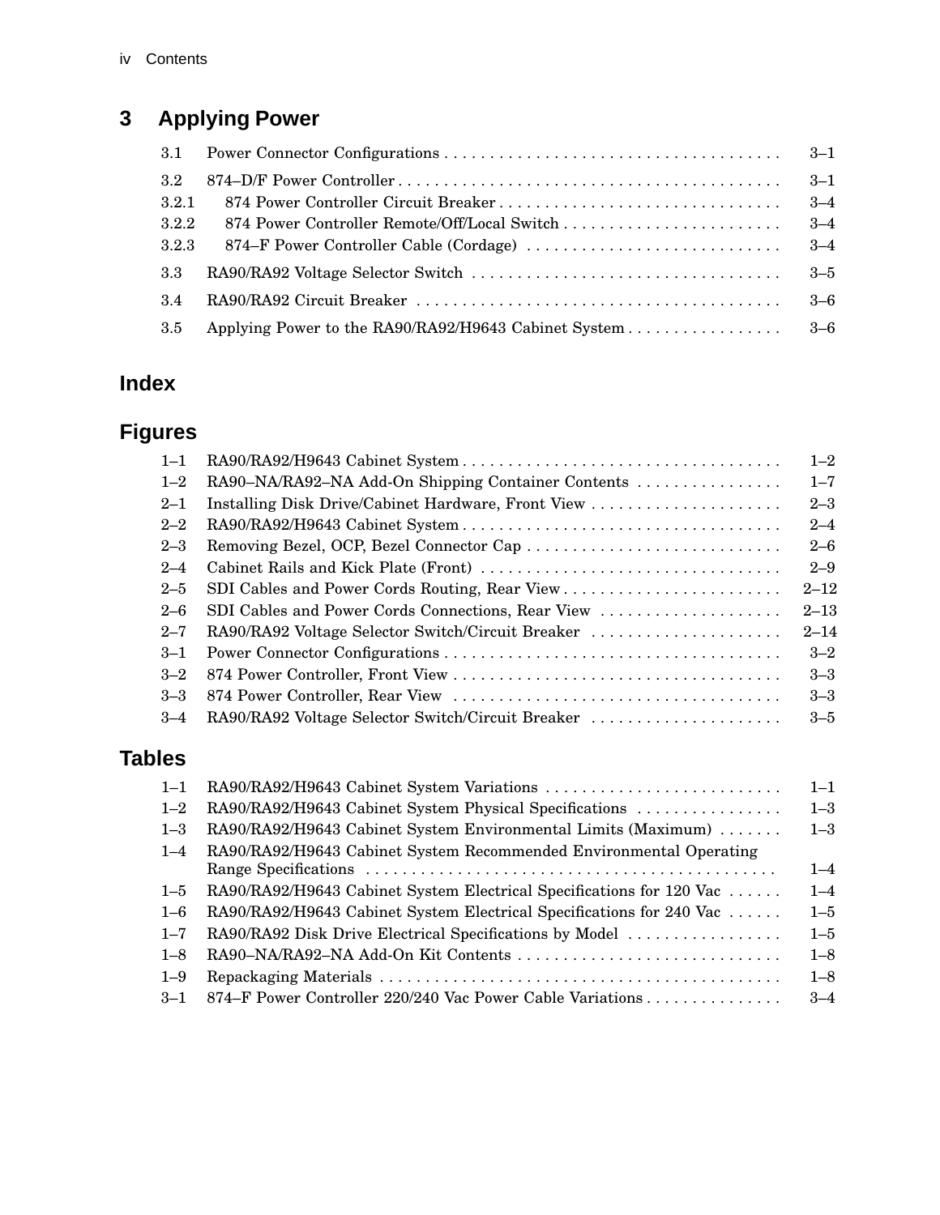## 3 Applying Power

| | | |
|---|---|---|
| 3.1 | Power Connector Configurations | 3–1 |
| 3.2 | 874–D/F Power Controller | 3–1 |
| 3.2.1 | 874 Power Controller Circuit Breaker | 3–4 |
| 3.2.2 | 874 Power Controller Remote/Off/Local Switch | 3–4 |
| 3.2.3 | 874–F Power Controller Cable (Cordage) | 3–4 |
| 3.3 | RA90/RA92 Voltage Selector Switch | 3–5 |
| 3.4 | RA90/RA92 Circuit Breaker | 3–6 |
| 3.5 | Applying Power to the RA90/RA92/H9643 Cabinet System | 3–6 |

## Index

## Figures

| | | |
|---|---|---|
| 1–1 | RA90/RA92/H9643 Cabinet System | 1–2 |
| 1–2 | RA90–NA/RA92–NA Add-On Shipping Container Contents | 1–7 |
| 2–1 | Installing Disk Drive/Cabinet Hardware, Front View | 2–3 |
| 2–2 | RA90/RA92/H9643 Cabinet System | 2–4 |
| 2–3 | Removing Bezel, OCP, Bezel Connector Cap | 2–6 |
| 2–4 | Cabinet Rails and Kick Plate (Front) | 2–9 |
| 2–5 | SDI Cables and Power Cords Routing, Rear View | 2–12 |
| 2–6 | SDI Cables and Power Cords Connections, Rear View | 2–13 |
| 2–7 | RA90/RA92 Voltage Selector Switch/Circuit Breaker | 2–14 |
| 3–1 | Power Connector Configurations | 3–2 |
| 3–2 | 874 Power Controller, Front View | 3–3 |
| 3–3 | 874 Power Controller, Rear View | 3–3 |
| 3–4 | RA90/RA92 Voltage Selector Switch/Circuit Breaker | 3–5 |

## Tables

| | | |
|---|---|---|
| 1–1 | RA90/RA92/H9643 Cabinet System Variations | 1–1 |
| 1–2 | RA90/RA92/H9643 Cabinet System Physical Specifications | 1–3 |
| 1–3 | RA90/RA92/H9643 Cabinet System Environmental Limits (Maximum) | 1–3 |
| 1–4 | RA90/RA92/H9643 Cabinet System Recommended Environmental Operating Range Specifications | 1–4 |
| 1–5 | RA90/RA92/H9643 Cabinet System Electrical Specifications for 120 Vac | 1–4 |
| 1–6 | RA90/RA92/H9643 Cabinet System Electrical Specifications for 240 Vac | 1–5 |
| 1–7 | RA90/RA92 Disk Drive Electrical Specifications by Model | 1–5 |
| 1–8 | RA90–NA/RA92–NA Add-On Kit Contents | 1–8 |
| 1–9 | Repackaging Materials | 1–8 |
| 3–1 | 874–F Power Controller 220/240 Vac Power Cable Variations | 3–4 |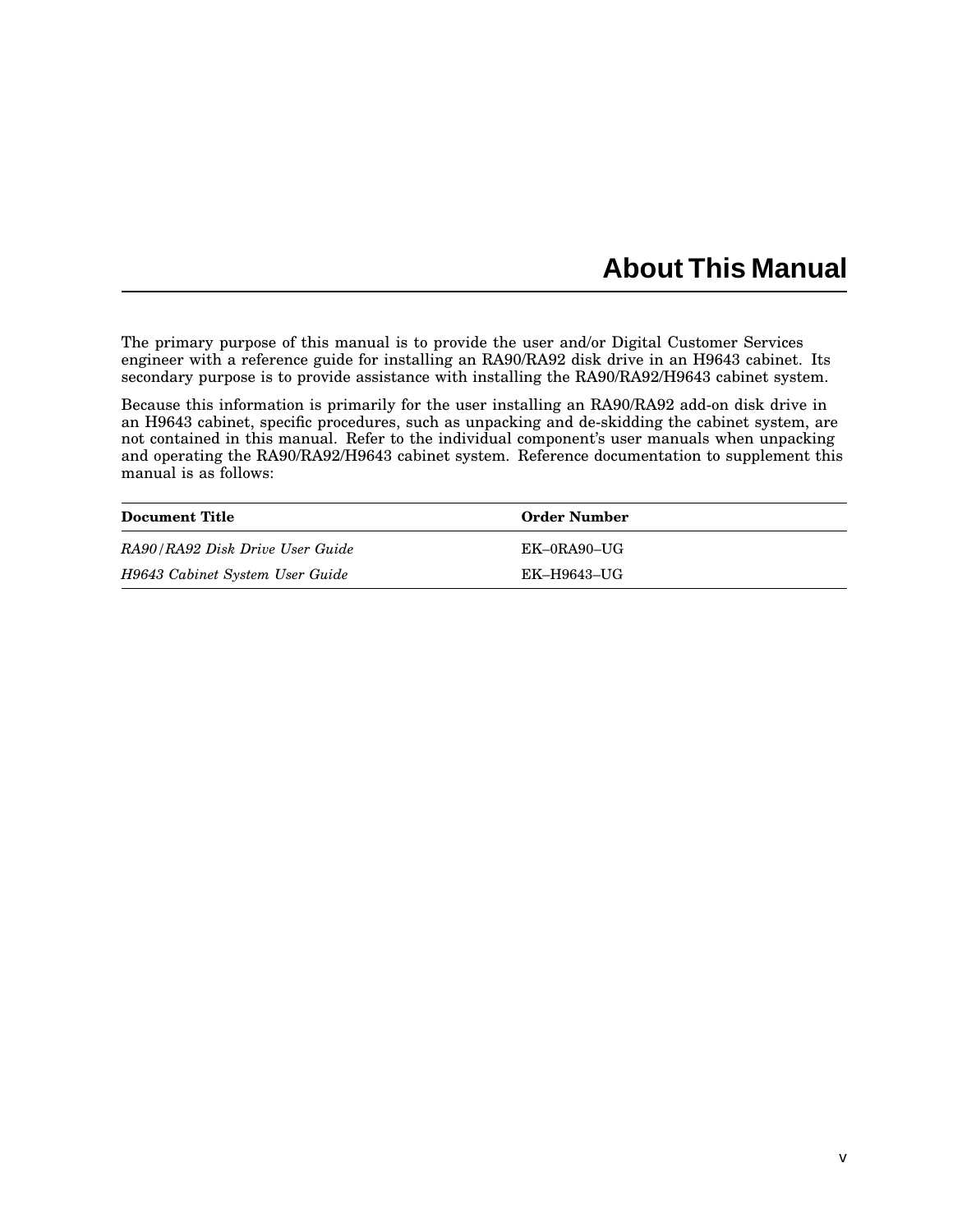# About This Manual

The primary purpose of this manual is to provide the user and/or Digital Customer Services engineer with a reference guide for installing an RA90/RA92 disk drive in an H9643 cabinet. Its secondary purpose is to provide assistance with installing the RA90/RA92/H9643 cabinet system.

Because this information is primarily for the user installing an RA90/RA92 add-on disk drive in an H9643 cabinet, specific procedures, such as unpacking and de-skidding the cabinet system, are not contained in this manual. Refer to the individual component's user manuals when unpacking and operating the RA90/RA92/H9643 cabinet system. Reference documentation to supplement this manual is as follows:

| Document Title | Order Number |
| --- | --- |
| *RA90/RA92 Disk Drive User Guide* | EK–0RA90–UG |
| *H9643 Cabinet System User Guide* | EK–H9643–UG |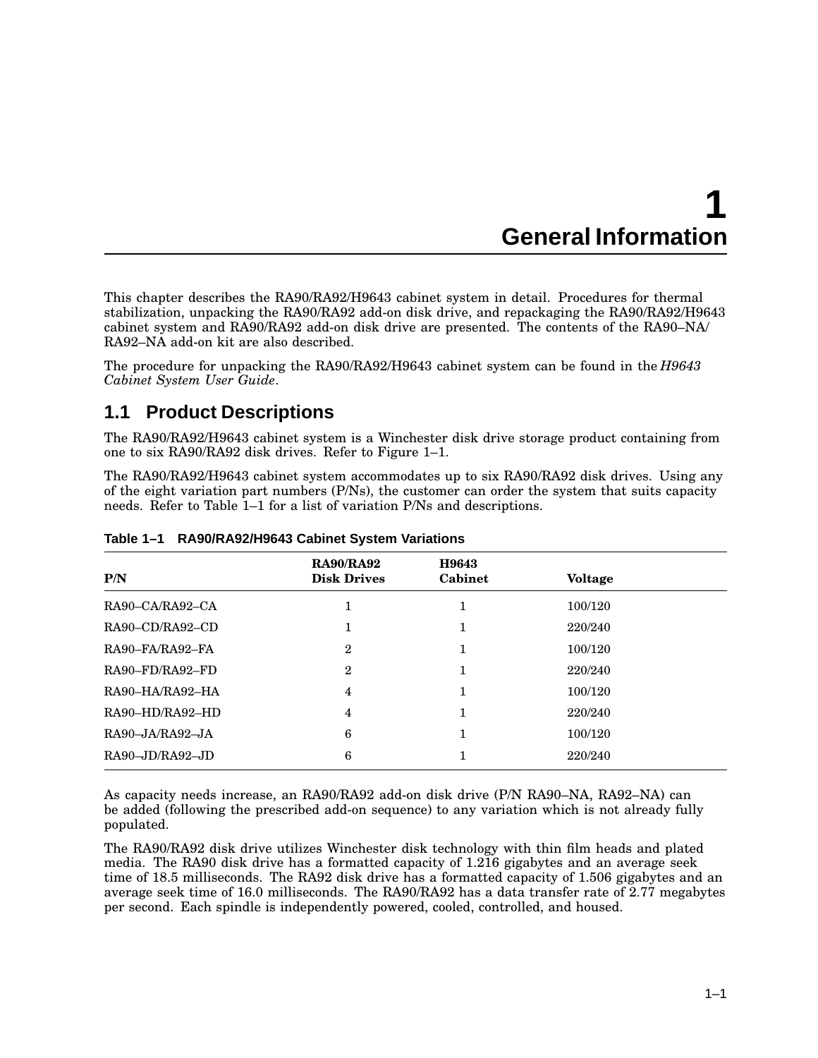# 1 General Information

This chapter describes the RA90/RA92/H9643 cabinet system in detail. Procedures for thermal stabilization, unpacking the RA90/RA92 add-on disk drive, and repackaging the RA90/RA92/H9643 cabinet system and RA90/RA92 add-on disk drive are presented. The contents of the RA90–NA/RA92–NA add-on kit are also described.

The procedure for unpacking the RA90/RA92/H9643 cabinet system can be found in the *H9643 Cabinet System User Guide*.

## 1.1 Product Descriptions

The RA90/RA92/H9643 cabinet system is a Winchester disk drive storage product containing from one to six RA90/RA92 disk drives. Refer to Figure 1–1.

The RA90/RA92/H9643 cabinet system accommodates up to six RA90/RA92 disk drives. Using any of the eight variation part numbers (P/Ns), the customer can order the system that suits capacity needs. Refer to Table 1–1 for a list of variation P/Ns and descriptions.

**Table 1–1 RA90/RA92/H9643 Cabinet System Variations**

| P/N | RA90/RA92 Disk Drives | H9643 Cabinet | Voltage |
|---|---|---|---|
| RA90–CA/RA92–CA | 1 | 1 | 100/120 |
| RA90–CD/RA92–CD | 1 | 1 | 220/240 |
| RA90–FA/RA92–FA | 2 | 1 | 100/120 |
| RA90–FD/RA92–FD | 2 | 1 | 220/240 |
| RA90–HA/RA92–HA | 4 | 1 | 100/120 |
| RA90–HD/RA92–HD | 4 | 1 | 220/240 |
| RA90–JA/RA92–JA | 6 | 1 | 100/120 |
| RA90–JD/RA92–JD | 6 | 1 | 220/240 |

As capacity needs increase, an RA90/RA92 add-on disk drive (P/N RA90–NA, RA92–NA) can be added (following the prescribed add-on sequence) to any variation which is not already fully populated.

The RA90/RA92 disk drive utilizes Winchester disk technology with thin film heads and plated media. The RA90 disk drive has a formatted capacity of 1.216 gigabytes and an average seek time of 18.5 milliseconds. The RA92 disk drive has a formatted capacity of 1.506 gigabytes and an average seek time of 16.0 milliseconds. The RA90/RA92 has a data transfer rate of 2.77 megabytes per second. Each spindle is independently powered, cooled, controlled, and housed.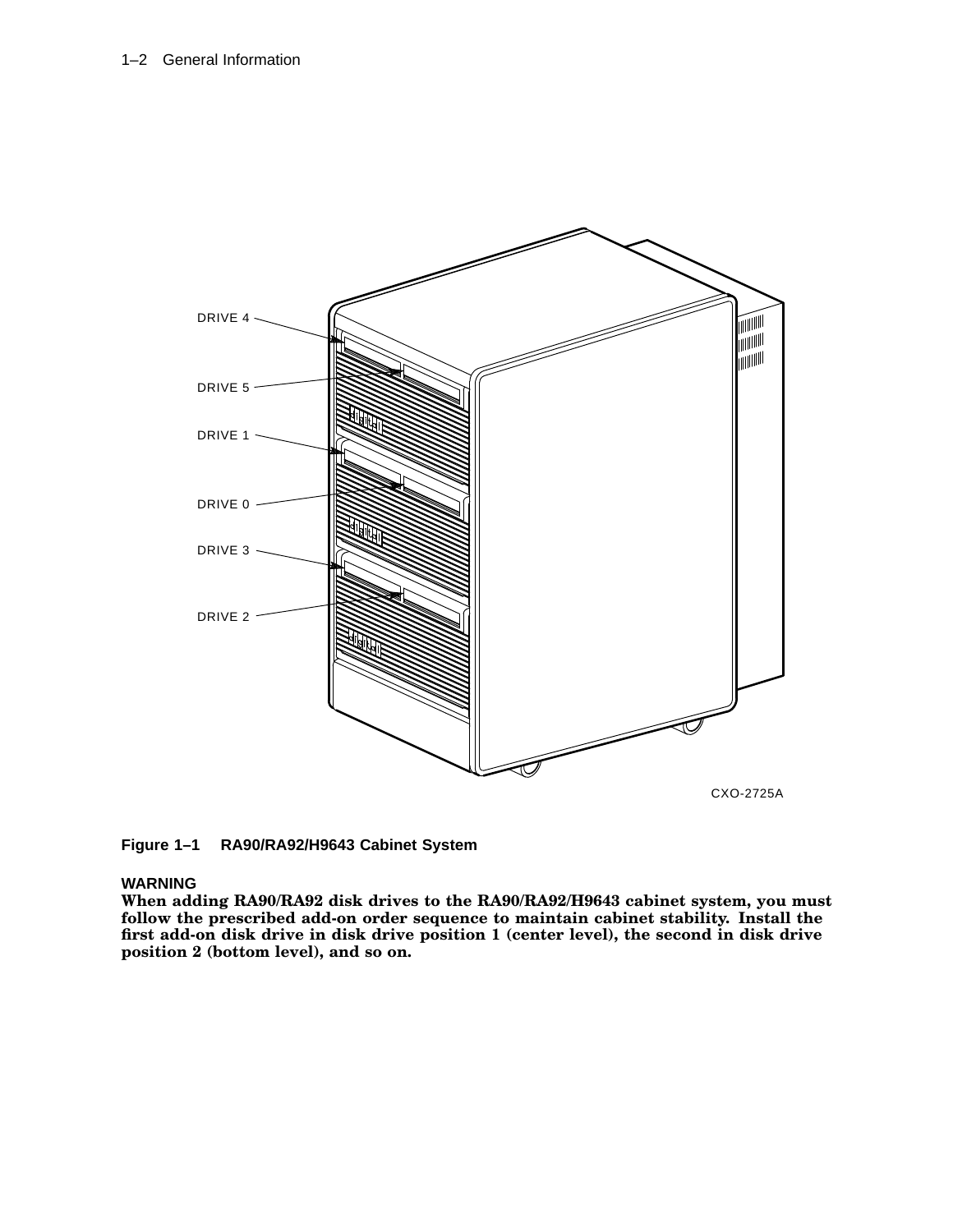DRIVE 4

DRIVE 5

DRIVE 1

DRIVE 0

DRIVE 3

DRIVE 2

CXO-2725A

**Figure 1–1 RA90/RA92/H9643 Cabinet System**

**WARNING**

**When adding RA90/RA92 disk drives to the RA90/RA92/H9643 cabinet system, you must follow the prescribed add-on order sequence to maintain cabinet stability. Install the first add-on disk drive in disk drive position 1 (center level), the second in disk drive position 2 (bottom level), and so on.**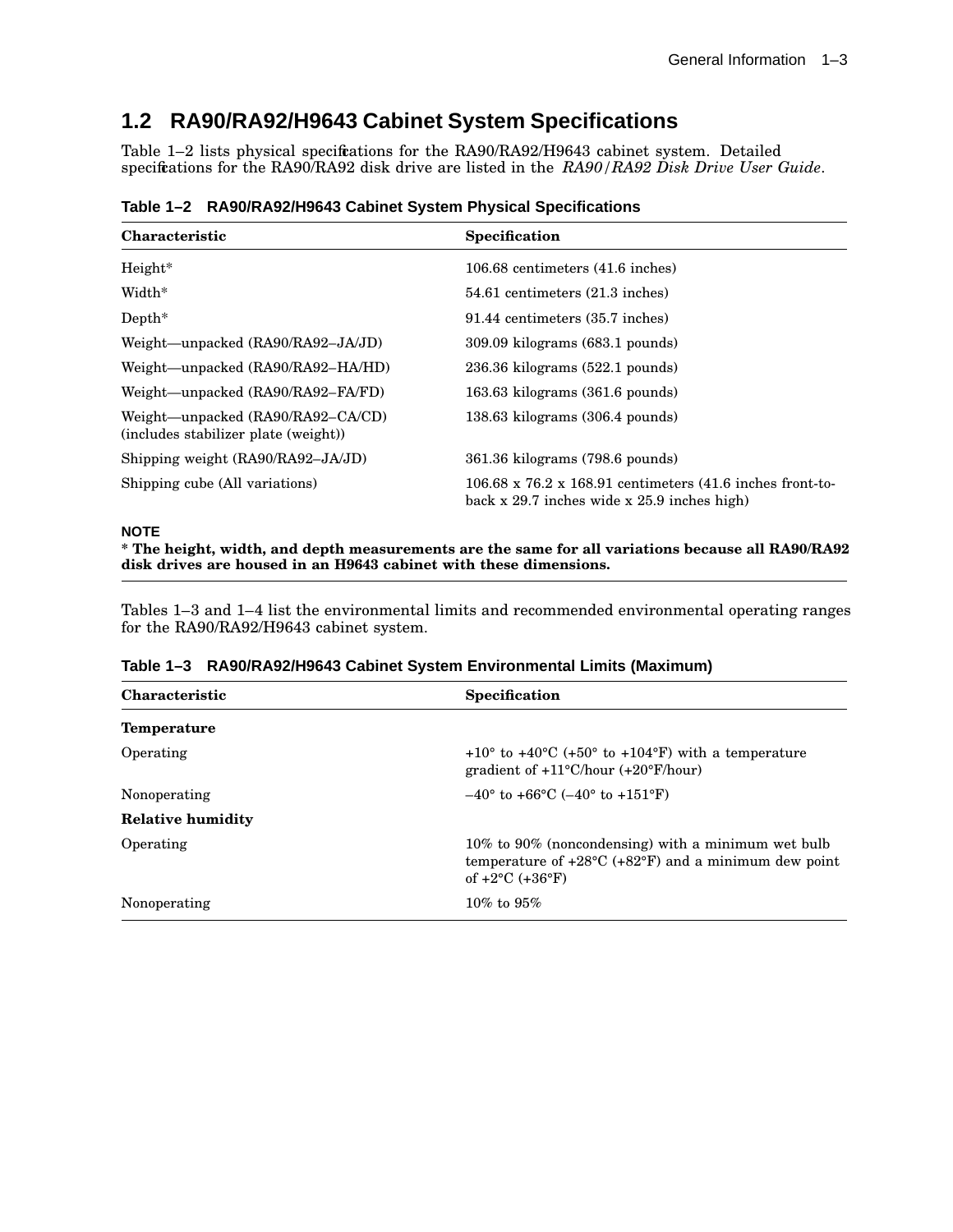## 1.2 RA90/RA92/H9643 Cabinet System Specifications

Table 1–2 lists physical specifications for the RA90/RA92/H9643 cabinet system. Detailed specifications for the RA90/RA92 disk drive are listed in the *RA90/RA92 Disk Drive User Guide*.

**Table 1–2 RA90/RA92/H9643 Cabinet System Physical Specifications**

| Characteristic | Specification |
|---|---|
| Height* | 106.68 centimeters (41.6 inches) |
| Width* | 54.61 centimeters (21.3 inches) |
| Depth* | 91.44 centimeters (35.7 inches) |
| Weight—unpacked (RA90/RA92–JA/JD) | 309.09 kilograms (683.1 pounds) |
| Weight—unpacked (RA90/RA92–HA/HD) | 236.36 kilograms (522.1 pounds) |
| Weight—unpacked (RA90/RA92–FA/FD) | 163.63 kilograms (361.6 pounds) |
| Weight—unpacked (RA90/RA92–CA/CD) (includes stabilizer plate (weight)) | 138.63 kilograms (306.4 pounds) |
| Shipping weight (RA90/RA92–JA/JD) | 361.36 kilograms (798.6 pounds) |
| Shipping cube (All variations) | 106.68 x 76.2 x 168.91 centimeters (41.6 inches front-to-back x 29.7 inches wide x 25.9 inches high) |

NOTE

**\* The height, width, and depth measurements are the same for all variations because all RA90/RA92 disk drives are housed in an H9643 cabinet with these dimensions.**

Tables 1–3 and 1–4 list the environmental limits and recommended environmental operating ranges for the RA90/RA92/H9643 cabinet system.

**Table 1–3 RA90/RA92/H9643 Cabinet System Environmental Limits (Maximum)**

| Characteristic | Specification |
|---|---|
| **Temperature** | |
| Operating | +10° to +40°C (+50° to +104°F) with a temperature gradient of +11°C/hour (+20°F/hour) |
| Nonoperating | –40° to +66°C (–40° to +151°F) |
| **Relative humidity** | |
| Operating | 10% to 90% (noncondensing) with a minimum wet bulb temperature of +28°C (+82°F) and a minimum dew point of +2°C (+36°F) |
| Nonoperating | 10% to 95% |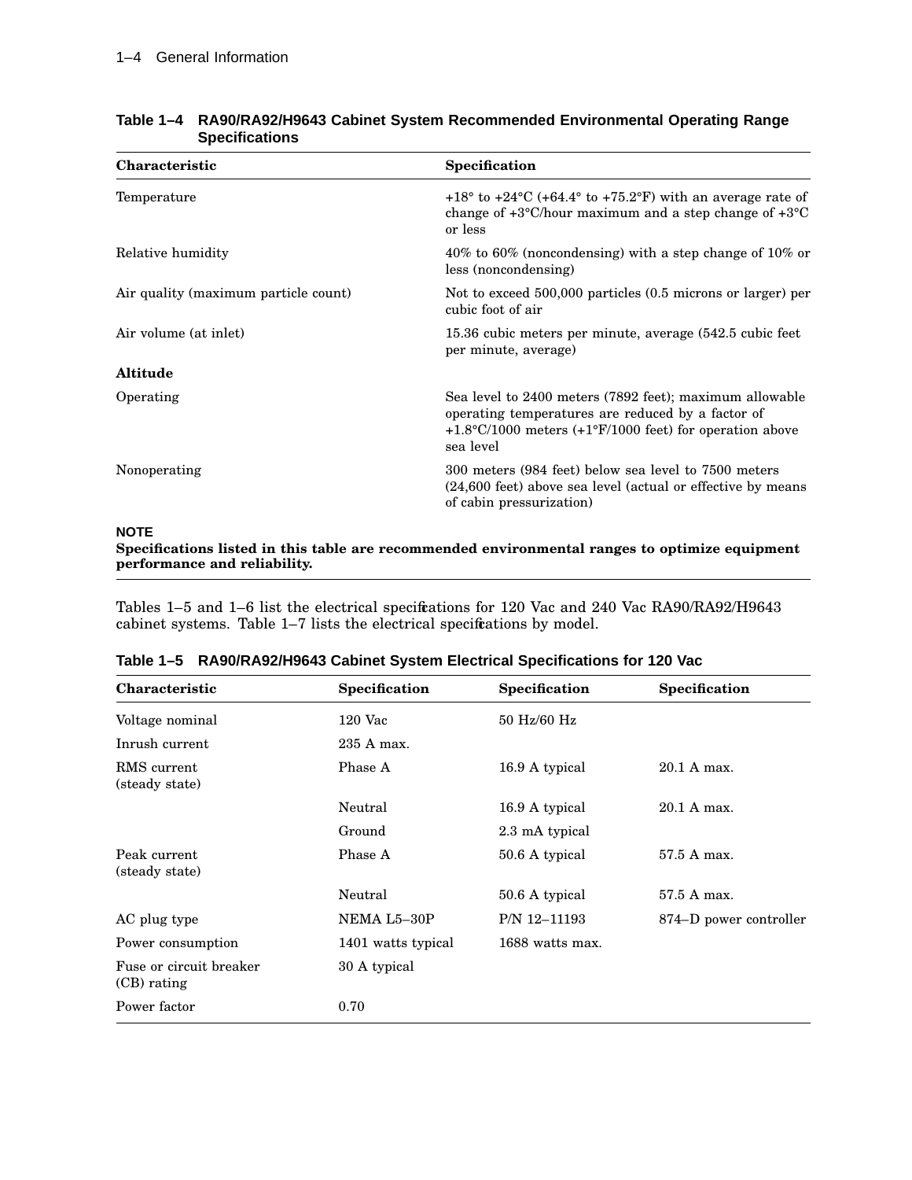**Table 1–4 RA90/RA92/H9643 Cabinet System Recommended Environmental Operating Range Specifications**

| Characteristic | Specification |
|---|---|
| Temperature | +18° to +24°C (+64.4° to +75.2°F) with an average rate of change of +3°C/hour maximum and a step change of +3°C or less |
| Relative humidity | 40% to 60% (noncondensing) with a step change of 10% or less (noncondensing) |
| Air quality (maximum particle count) | Not to exceed 500,000 particles (0.5 microns or larger) per cubic foot of air |
| Air volume (at inlet) | 15.36 cubic meters per minute, average (542.5 cubic feet per minute, average) |
| **Altitude** | |
| Operating | Sea level to 2400 meters (7892 feet); maximum allowable operating temperatures are reduced by a factor of +1.8°C/1000 meters (+1°F/1000 feet) for operation above sea level |
| Nonoperating | 300 meters (984 feet) below sea level to 7500 meters (24,600 feet) above sea level (actual or effective by means of cabin pressurization) |

**NOTE**

**Specifications listed in this table are recommended environmental ranges to optimize equipment performance and reliability.**

Tables 1–5 and 1–6 list the electrical specifications for 120 Vac and 240 Vac RA90/RA92/H9643 cabinet systems. Table 1–7 lists the electrical specifications by model.

**Table 1–5 RA90/RA92/H9643 Cabinet System Electrical Specifications for 120 Vac**

| Characteristic | Specification | Specification | Specification |
|---|---|---|---|
| Voltage nominal | 120 Vac | 50 Hz/60 Hz | |
| Inrush current | 235 A max. | | |
| RMS current (steady state) | Phase A | 16.9 A typical | 20.1 A max. |
| | Neutral | 16.9 A typical | 20.1 A max. |
| | Ground | 2.3 mA typical | |
| Peak current (steady state) | Phase A | 50.6 A typical | 57.5 A max. |
| | Neutral | 50.6 A typical | 57.5 A max. |
| AC plug type | NEMA L5–30P | P/N 12–11193 | 874–D power controller |
| Power consumption | 1401 watts typical | 1688 watts max. | |
| Fuse or circuit breaker (CB) rating | 30 A typical | | |
| Power factor | 0.70 | | |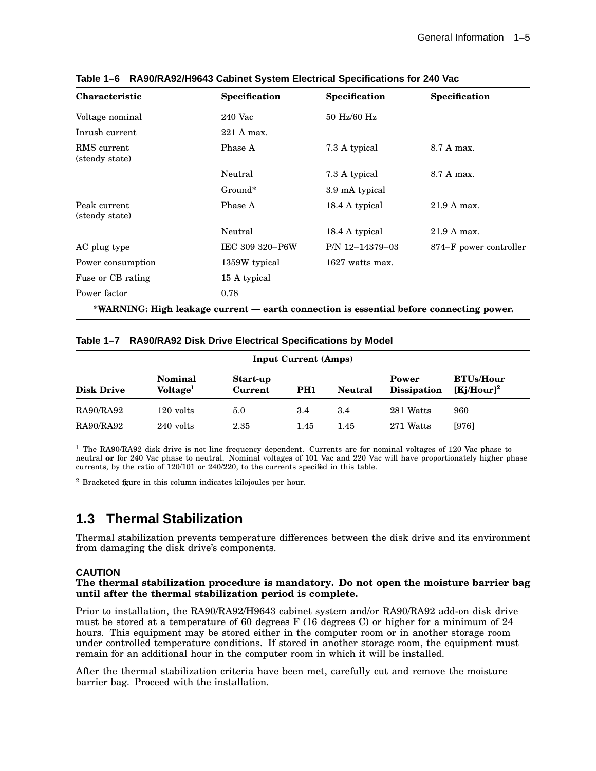**Table 1–6 RA90/RA92/H9643 Cabinet System Electrical Specifications for 240 Vac**

| Characteristic | Specification | Specification | Specification |
|---|---|---|---|
| Voltage nominal | 240 Vac | 50 Hz/60 Hz | |
| Inrush current | 221 A max. | | |
| RMS current (steady state) | Phase A | 7.3 A typical | 8.7 A max. |
| | Neutral | 7.3 A typical | 8.7 A max. |
| | Ground* | 3.9 mA typical | |
| Peak current (steady state) | Phase A | 18.4 A typical | 21.9 A max. |
| | Neutral | 18.4 A typical | 21.9 A max. |
| AC plug type | IEC 309 320–P6W | P/N 12–14379–03 | 874–F power controller |
| Power consumption | 1359W typical | 1627 watts max. | |
| Fuse or CB rating | 15 A typical | | |
| Power factor | 0.78 | | |

***WARNING: High leakage current — earth connection is essential before connecting power.**

**Table 1–7 RA90/RA92 Disk Drive Electrical Specifications by Model**

| | | Input Current (Amps) | | | | |
|---|---|---|---|---|---|---|
| Disk Drive | Nominal Voltage[1] | Start-up Current | PH1 | Neutral | Power Dissipation | BTUs/Hour [Kj/Hour][2] |
| RA90/RA92 | 120 volts | 5.0 | 3.4 | 3.4 | 281 Watts | 960 |
| RA90/RA92 | 240 volts | 2.35 | 1.45 | 1.45 | 271 Watts | [976] |

[1] The RA90/RA92 disk drive is not line frequency dependent. Currents are for nominal voltages of 120 Vac phase to neutral **or** for 240 Vac phase to neutral. Nominal voltages of 101 Vac and 220 Vac will have proportionately higher phase currents, by the ratio of 120/101 or 240/220, to the currents specified in this table.

[2] Bracketed figure in this column indicates kilojoules per hour.

## 1.3 Thermal Stabilization

Thermal stabilization prevents temperature differences between the disk drive and its environment from damaging the disk drive's components.

**CAUTION**

**The thermal stabilization procedure is mandatory. Do not open the moisture barrier bag until after the thermal stabilization period is complete.**

Prior to installation, the RA90/RA92/H9643 cabinet system and/or RA90/RA92 add-on disk drive must be stored at a temperature of 60 degrees F (16 degrees C) or higher for a minimum of 24 hours. This equipment may be stored either in the computer room or in another storage room under controlled temperature conditions. If stored in another storage room, the equipment must remain for an additional hour in the computer room in which it will be installed.

After the thermal stabilization criteria have been met, carefully cut and remove the moisture barrier bag. Proceed with the installation.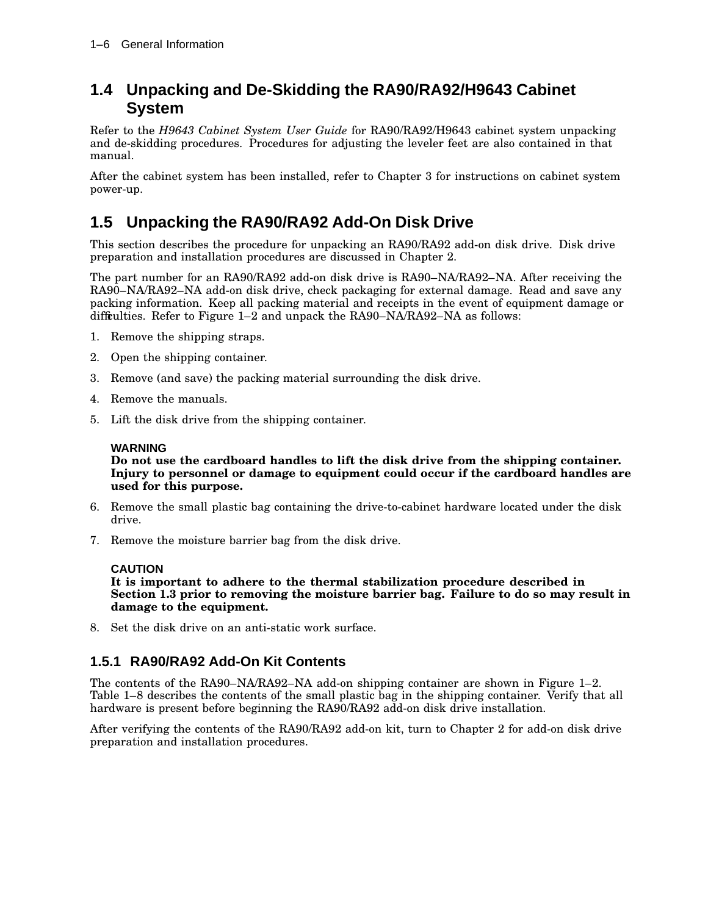## 1.4 Unpacking and De-Skidding the RA90/RA92/H9643 Cabinet System

Refer to the *H9643 Cabinet System User Guide* for RA90/RA92/H9643 cabinet system unpacking and de-skidding procedures. Procedures for adjusting the leveler feet are also contained in that manual.

After the cabinet system has been installed, refer to Chapter 3 for instructions on cabinet system power-up.

## 1.5 Unpacking the RA90/RA92 Add-On Disk Drive

This section describes the procedure for unpacking an RA90/RA92 add-on disk drive. Disk drive preparation and installation procedures are discussed in Chapter 2.

The part number for an RA90/RA92 add-on disk drive is RA90–NA/RA92–NA. After receiving the RA90–NA/RA92–NA add-on disk drive, check packaging for external damage. Read and save any packing information. Keep all packing material and receipts in the event of equipment damage or difficulties. Refer to Figure 1–2 and unpack the RA90–NA/RA92–NA as follows:

1. Remove the shipping straps.
2. Open the shipping container.
3. Remove (and save) the packing material surrounding the disk drive.
4. Remove the manuals.
5. Lift the disk drive from the shipping container.

   **WARNING**
   **Do not use the cardboard handles to lift the disk drive from the shipping container. Injury to personnel or damage to equipment could occur if the cardboard handles are used for this purpose.**

6. Remove the small plastic bag containing the drive-to-cabinet hardware located under the disk drive.
7. Remove the moisture barrier bag from the disk drive.

   **CAUTION**
   **It is important to adhere to the thermal stabilization procedure described in Section 1.3 prior to removing the moisture barrier bag. Failure to do so may result in damage to the equipment.**

8. Set the disk drive on an anti-static work surface.

### 1.5.1 RA90/RA92 Add-On Kit Contents

The contents of the RA90–NA/RA92–NA add-on shipping container are shown in Figure 1–2. Table 1–8 describes the contents of the small plastic bag in the shipping container. Verify that all hardware is present before beginning the RA90/RA92 add-on disk drive installation.

After verifying the contents of the RA90/RA92 add-on kit, turn to Chapter 2 for add-on disk drive preparation and installation procedures.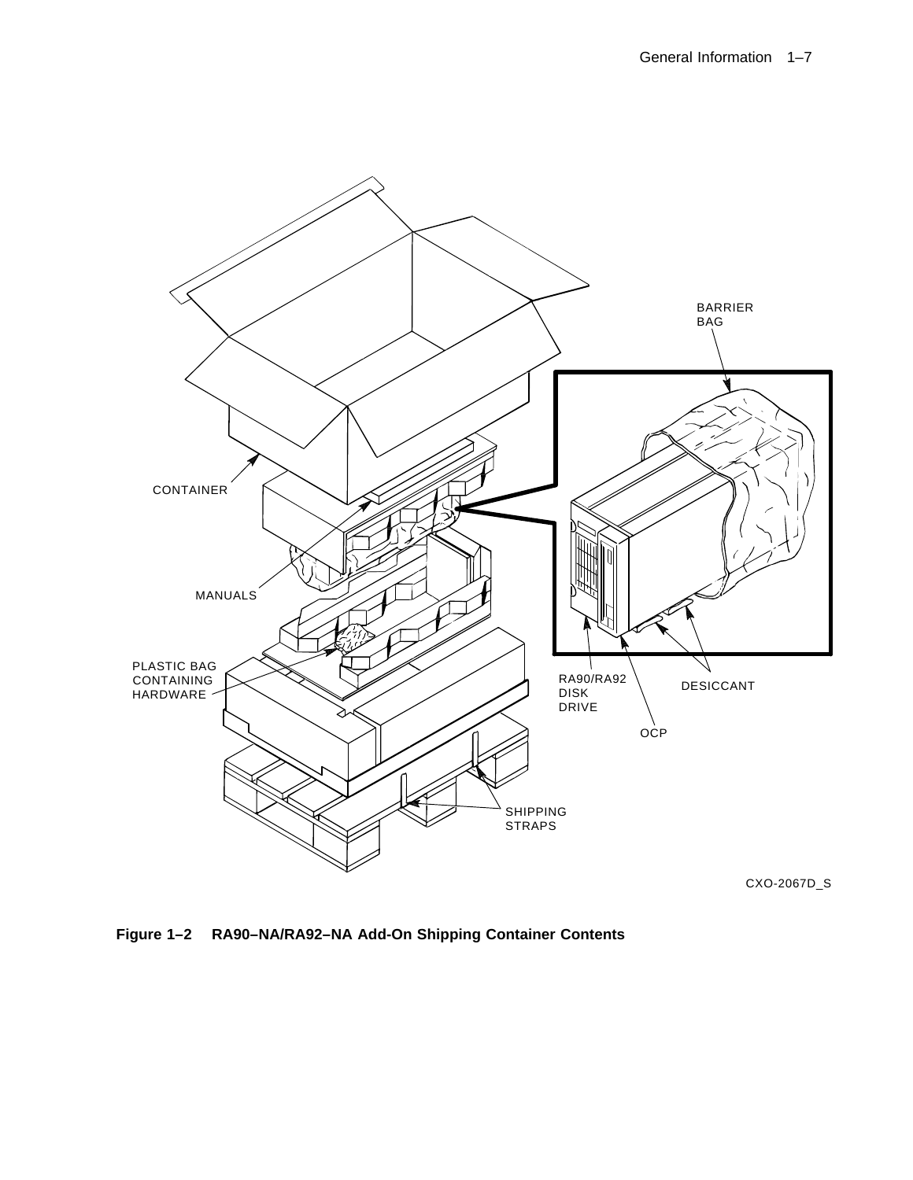**Figure 1–2 RA90–NA/RA92–NA Add-On Shipping Container Contents**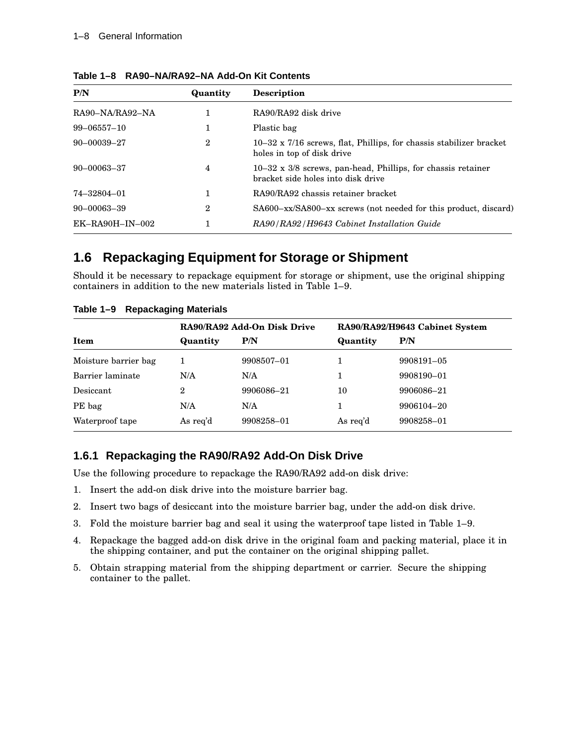**Table 1–8 RA90–NA/RA92–NA Add-On Kit Contents**

| P/N | Quantity | Description |
|---|---|---|
| RA90–NA/RA92–NA | 1 | RA90/RA92 disk drive |
| 99–06557–10 | 1 | Plastic bag |
| 90–00039–27 | 2 | 10–32 x 7/16 screws, flat, Phillips, for chassis stabilizer bracket holes in top of disk drive |
| 90–00063–37 | 4 | 10–32 x 3/8 screws, pan-head, Phillips, for chassis retainer bracket side holes into disk drive |
| 74–32804–01 | 1 | RA90/RA92 chassis retainer bracket |
| 90–00063–39 | 2 | SA600–xx/SA800–xx screws (not needed for this product, discard) |
| EK–RA90H–IN–002 | 1 | *RA90/RA92/H9643 Cabinet Installation Guide* |

## 1.6 Repackaging Equipment for Storage or Shipment

Should it be necessary to repackage equipment for storage or shipment, use the original shipping containers in addition to the new materials listed in Table 1–9.

**Table 1–9 Repackaging Materials**

| | RA90/RA92 Add-On Disk Drive | | RA90/RA92/H9643 Cabinet System | |
|---|---|---|---|---|
| **Item** | **Quantity** | **P/N** | **Quantity** | **P/N** |
| Moisture barrier bag | 1 | 9908507–01 | 1 | 9908191–05 |
| Barrier laminate | N/A | N/A | 1 | 9908190–01 |
| Desiccant | 2 | 9906086–21 | 10 | 9906086–21 |
| PE bag | N/A | N/A | 1 | 9906104–20 |
| Waterproof tape | As req'd | 9908258–01 | As req'd | 9908258–01 |

### 1.6.1 Repackaging the RA90/RA92 Add-On Disk Drive

Use the following procedure to repackage the RA90/RA92 add-on disk drive:

1. Insert the add-on disk drive into the moisture barrier bag.
2. Insert two bags of desiccant into the moisture barrier bag, under the add-on disk drive.
3. Fold the moisture barrier bag and seal it using the waterproof tape listed in Table 1–9.
4. Repackage the bagged add-on disk drive in the original foam and packing material, place it in the shipping container, and put the container on the original shipping pallet.
5. Obtain strapping material from the shipping department or carrier. Secure the shipping container to the pallet.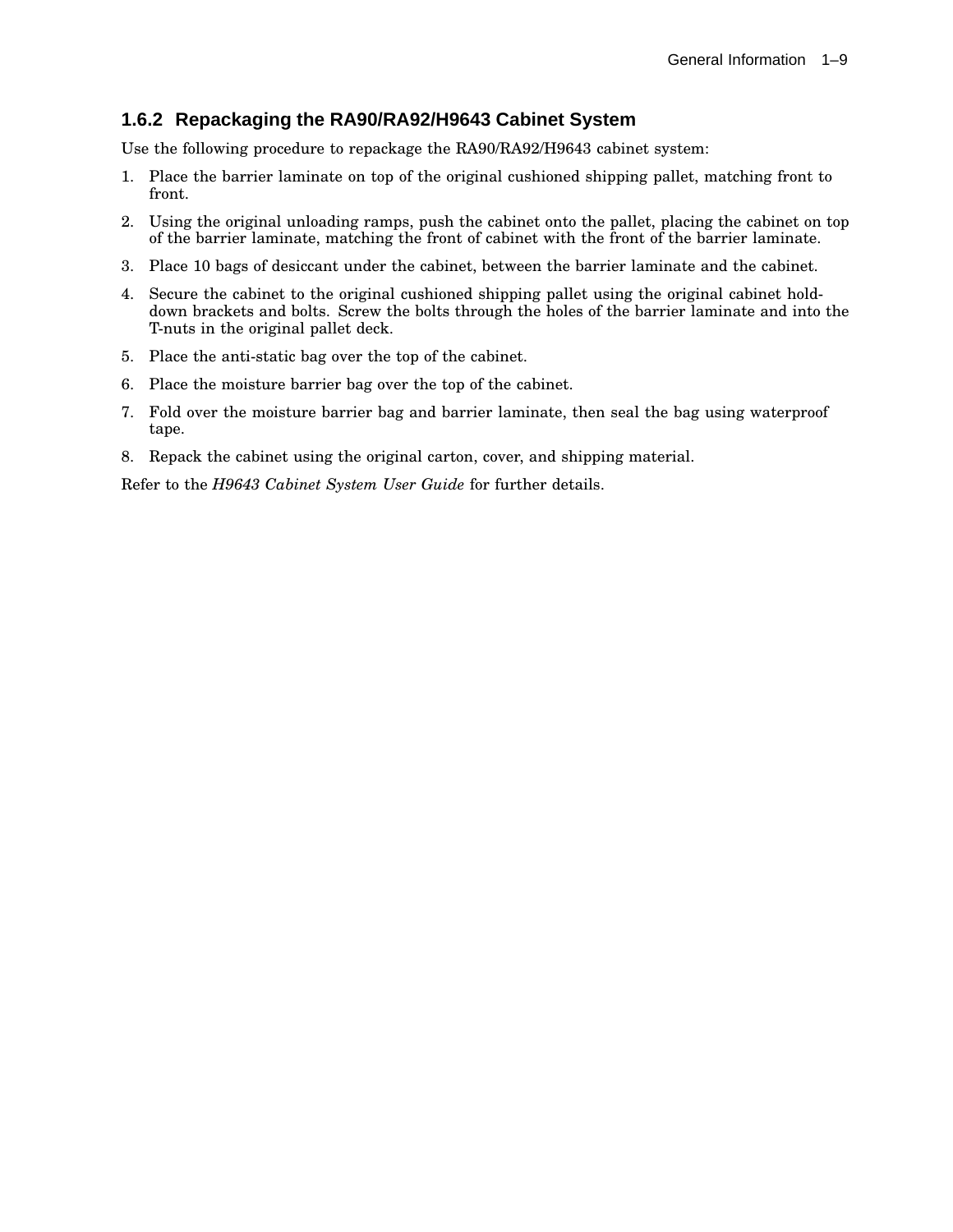### 1.6.2 Repackaging the RA90/RA92/H9643 Cabinet System

Use the following procedure to repackage the RA90/RA92/H9643 cabinet system:

1. Place the barrier laminate on top of the original cushioned shipping pallet, matching front to front.
2. Using the original unloading ramps, push the cabinet onto the pallet, placing the cabinet on top of the barrier laminate, matching the front of cabinet with the front of the barrier laminate.
3. Place 10 bags of desiccant under the cabinet, between the barrier laminate and the cabinet.
4. Secure the cabinet to the original cushioned shipping pallet using the original cabinet hold-down brackets and bolts. Screw the bolts through the holes of the barrier laminate and into the T-nuts in the original pallet deck.
5. Place the anti-static bag over the top of the cabinet.
6. Place the moisture barrier bag over the top of the cabinet.
7. Fold over the moisture barrier bag and barrier laminate, then seal the bag using waterproof tape.
8. Repack the cabinet using the original carton, cover, and shipping material.

Refer to the *H9643 Cabinet System User Guide* for further details.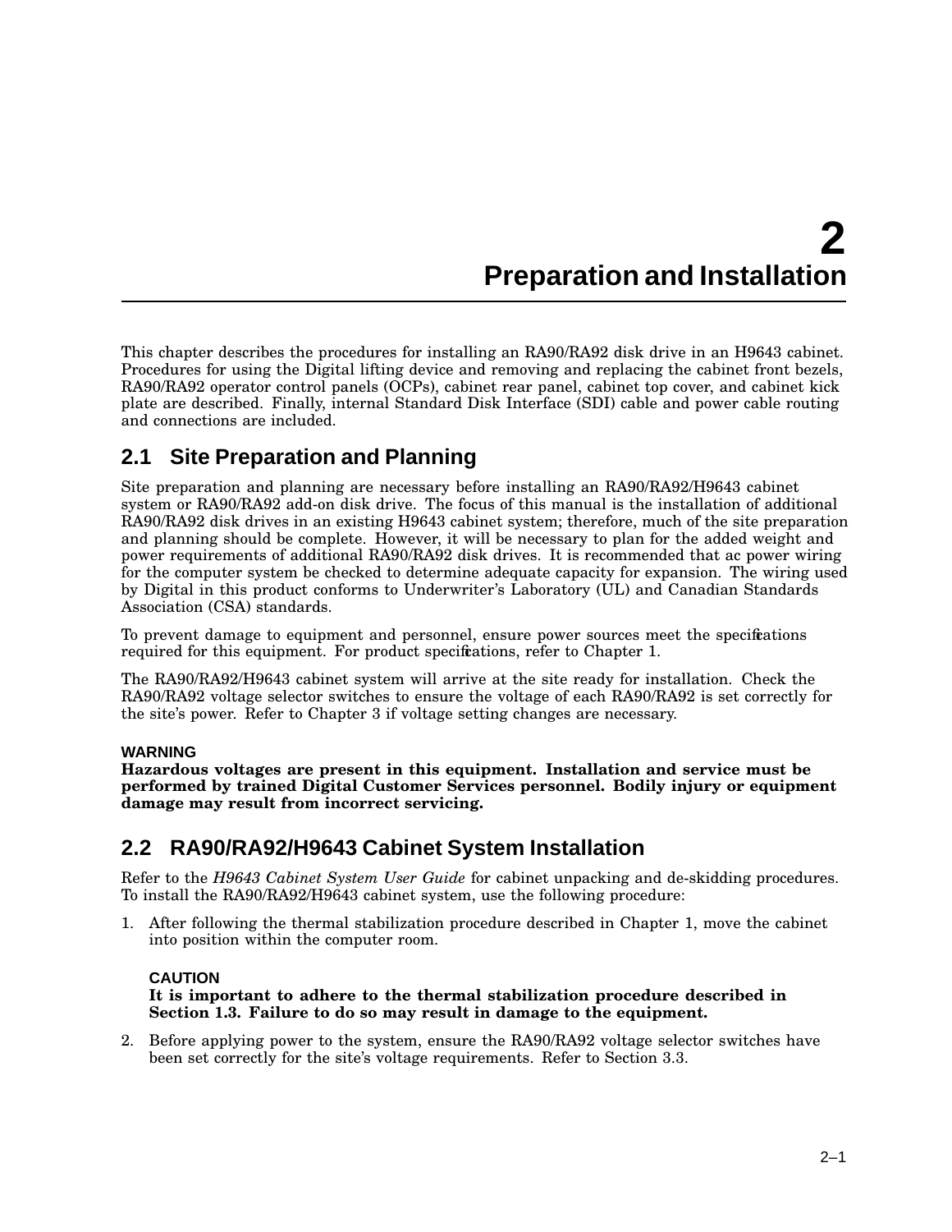# 2 Preparation and Installation

This chapter describes the procedures for installing an RA90/RA92 disk drive in an H9643 cabinet. Procedures for using the Digital lifting device and removing and replacing the cabinet front bezels, RA90/RA92 operator control panels (OCPs), cabinet rear panel, cabinet top cover, and cabinet kick plate are described. Finally, internal Standard Disk Interface (SDI) cable and power cable routing and connections are included.

## 2.1 Site Preparation and Planning

Site preparation and planning are necessary before installing an RA90/RA92/H9643 cabinet system or RA90/RA92 add-on disk drive. The focus of this manual is the installation of additional RA90/RA92 disk drives in an existing H9643 cabinet system; therefore, much of the site preparation and planning should be complete. However, it will be necessary to plan for the added weight and power requirements of additional RA90/RA92 disk drives. It is recommended that ac power wiring for the computer system be checked to determine adequate capacity for expansion. The wiring used by Digital in this product conforms to Underwriter's Laboratory (UL) and Canadian Standards Association (CSA) standards.

To prevent damage to equipment and personnel, ensure power sources meet the specifications required for this equipment. For product specifications, refer to Chapter 1.

The RA90/RA92/H9643 cabinet system will arrive at the site ready for installation. Check the RA90/RA92 voltage selector switches to ensure the voltage of each RA90/RA92 is set correctly for the site's power. Refer to Chapter 3 if voltage setting changes are necessary.

**WARNING**
**Hazardous voltages are present in this equipment. Installation and service must be performed by trained Digital Customer Services personnel. Bodily injury or equipment damage may result from incorrect servicing.**

## 2.2 RA90/RA92/H9643 Cabinet System Installation

Refer to the *H9643 Cabinet System User Guide* for cabinet unpacking and de-skidding procedures. To install the RA90/RA92/H9643 cabinet system, use the following procedure:

1. After following the thermal stabilization procedure described in Chapter 1, move the cabinet into position within the computer room.

   **CAUTION**
   **It is important to adhere to the thermal stabilization procedure described in Section 1.3. Failure to do so may result in damage to the equipment.**

2. Before applying power to the system, ensure the RA90/RA92 voltage selector switches have been set correctly for the site's voltage requirements. Refer to Section 3.3.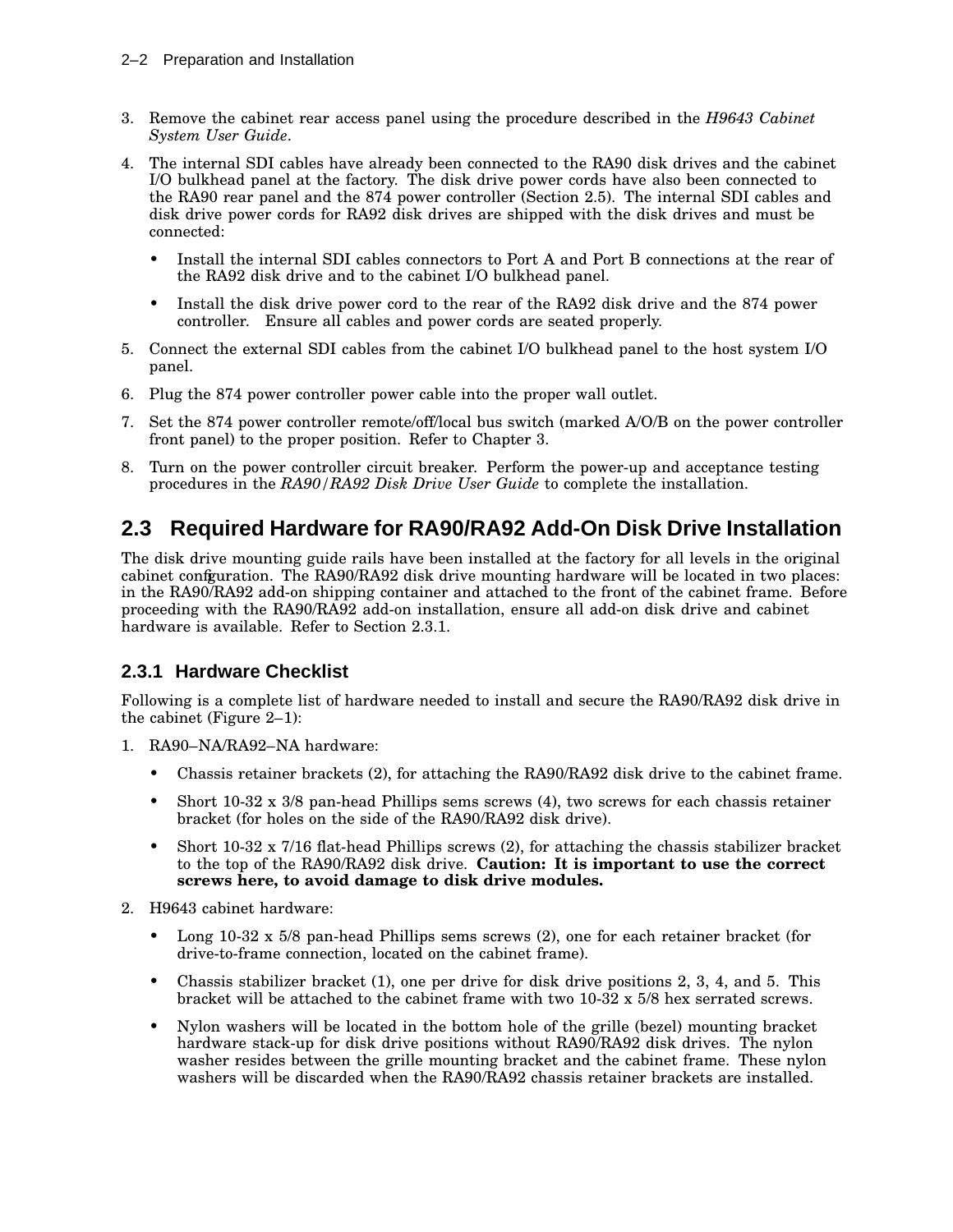3. Remove the cabinet rear access panel using the procedure described in the *H9643 Cabinet System User Guide*.
4. The internal SDI cables have already been connected to the RA90 disk drives and the cabinet I/O bulkhead panel at the factory. The disk drive power cords have also been connected to the RA90 rear panel and the 874 power controller (Section 2.5). The internal SDI cables and disk drive power cords for RA92 disk drives are shipped with the disk drives and must be connected:
   - Install the internal SDI cables connectors to Port A and Port B connections at the rear of the RA92 disk drive and to the cabinet I/O bulkhead panel.
   - Install the disk drive power cord to the rear of the RA92 disk drive and the 874 power controller. Ensure all cables and power cords are seated properly.
5. Connect the external SDI cables from the cabinet I/O bulkhead panel to the host system I/O panel.
6. Plug the 874 power controller power cable into the proper wall outlet.
7. Set the 874 power controller remote/off/local bus switch (marked A/O/B on the power controller front panel) to the proper position. Refer to Chapter 3.
8. Turn on the power controller circuit breaker. Perform the power-up and acceptance testing procedures in the *RA90/RA92 Disk Drive User Guide* to complete the installation.

## 2.3 Required Hardware for RA90/RA92 Add-On Disk Drive Installation

The disk drive mounting guide rails have been installed at the factory for all levels in the original cabinet configuration. The RA90/RA92 disk drive mounting hardware will be located in two places: in the RA90/RA92 add-on shipping container and attached to the front of the cabinet frame. Before proceeding with the RA90/RA92 add-on installation, ensure all add-on disk drive and cabinet hardware is available. Refer to Section 2.3.1.

### 2.3.1 Hardware Checklist

Following is a complete list of hardware needed to install and secure the RA90/RA92 disk drive in the cabinet (Figure 2–1):

1. RA90–NA/RA92–NA hardware:
   - Chassis retainer brackets (2), for attaching the RA90/RA92 disk drive to the cabinet frame.
   - Short 10-32 x 3/8 pan-head Phillips sems screws (4), two screws for each chassis retainer bracket (for holes on the side of the RA90/RA92 disk drive).
   - Short 10-32 x 7/16 flat-head Phillips screws (2), for attaching the chassis stabilizer bracket to the top of the RA90/RA92 disk drive. **Caution: It is important to use the correct screws here, to avoid damage to disk drive modules.**
2. H9643 cabinet hardware:
   - Long 10-32 x 5/8 pan-head Phillips sems screws (2), one for each retainer bracket (for drive-to-frame connection, located on the cabinet frame).
   - Chassis stabilizer bracket (1), one per drive for disk drive positions 2, 3, 4, and 5. This bracket will be attached to the cabinet frame with two 10-32 x 5/8 hex serrated screws.
   - Nylon washers will be located in the bottom hole of the grille (bezel) mounting bracket hardware stack-up for disk drive positions without RA90/RA92 disk drives. The nylon washer resides between the grille mounting bracket and the cabinet frame. These nylon washers will be discarded when the RA90/RA92 chassis retainer brackets are installed.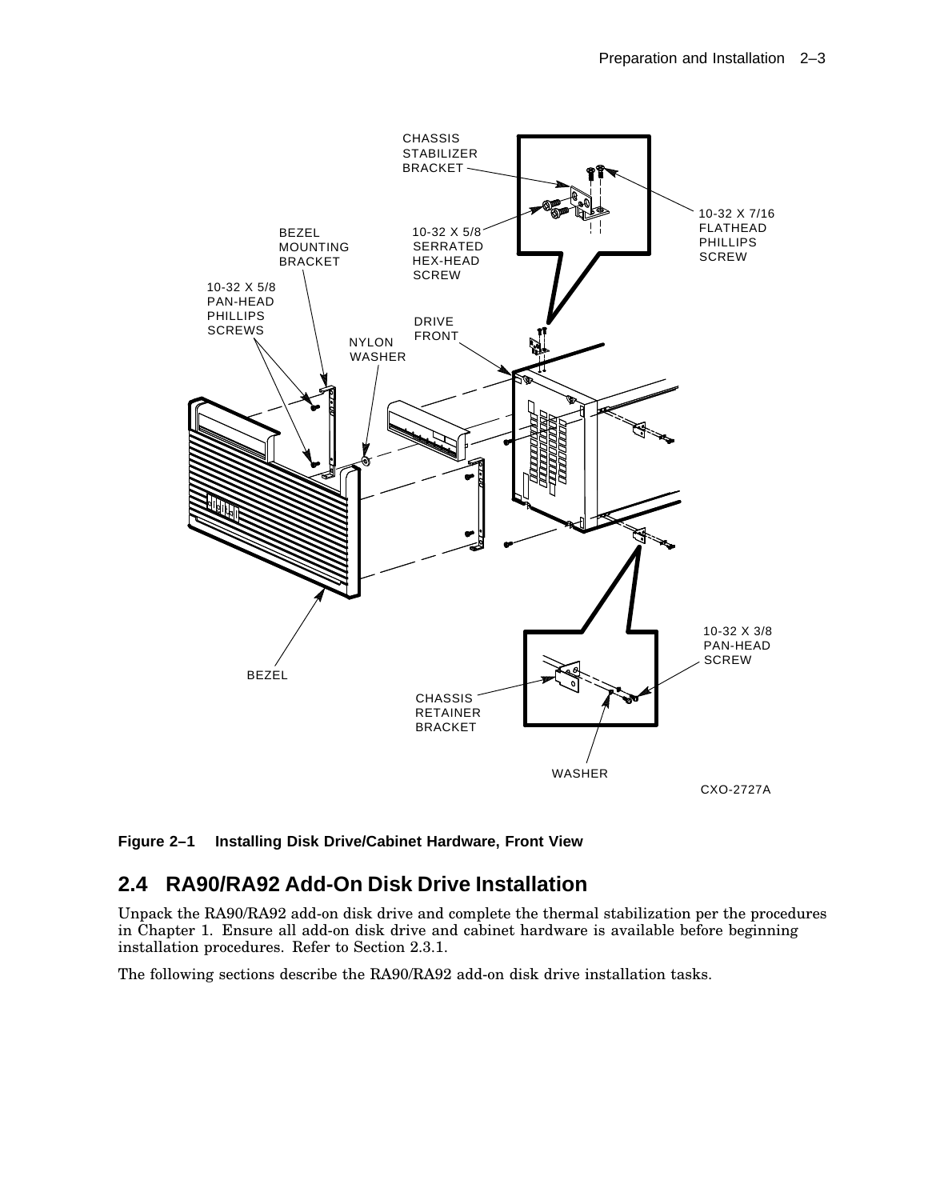**Figure 2–1 Installing Disk Drive/Cabinet Hardware, Front View**

## 2.4 RA90/RA92 Add-On Disk Drive Installation

Unpack the RA90/RA92 add-on disk drive and complete the thermal stabilization per the procedures in Chapter 1. Ensure all add-on disk drive and cabinet hardware is available before beginning installation procedures. Refer to Section 2.3.1.

The following sections describe the RA90/RA92 add-on disk drive installation tasks.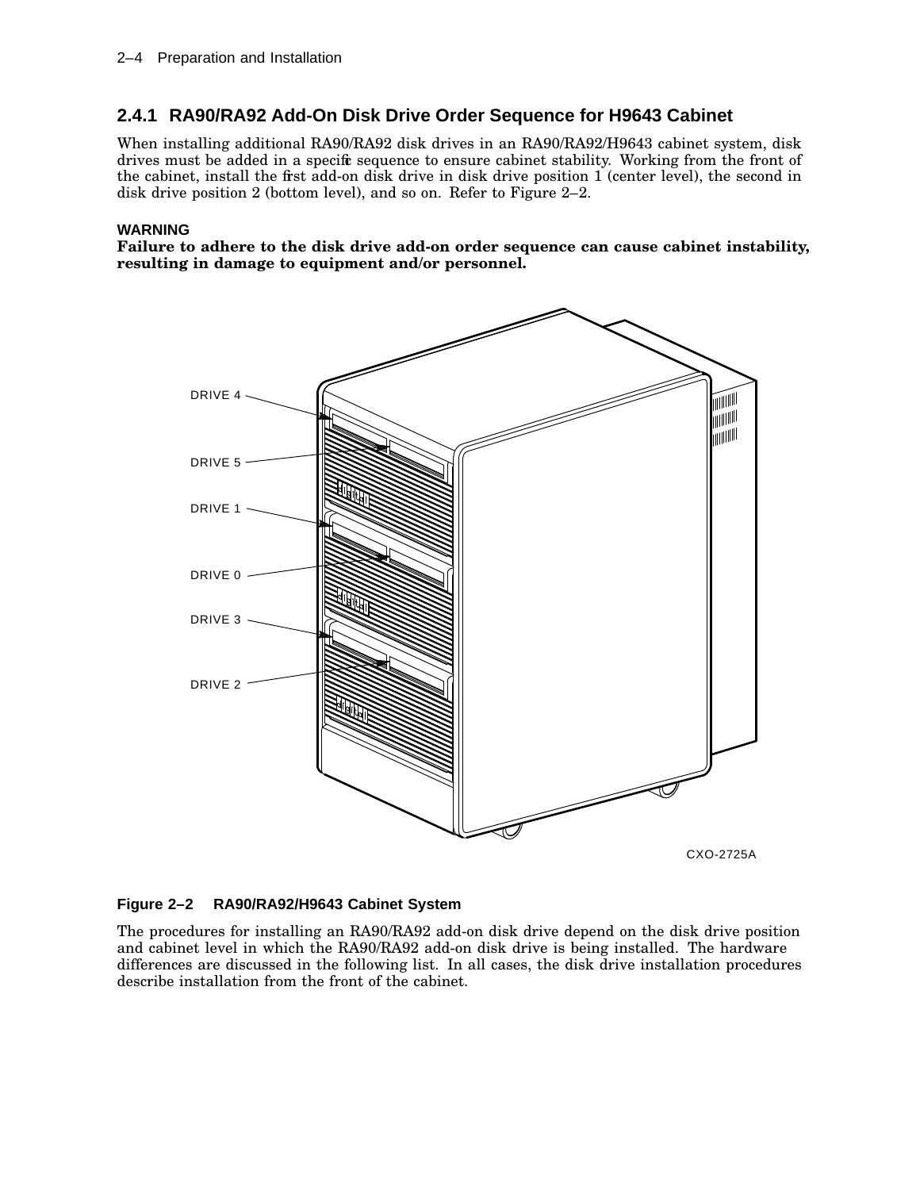### 2.4.1 RA90/RA92 Add-On Disk Drive Order Sequence for H9643 Cabinet

When installing additional RA90/RA92 disk drives in an RA90/RA92/H9643 cabinet system, disk drives must be added in a specific sequence to ensure cabinet stability. Working from the front of the cabinet, install the first add-on disk drive in disk drive position 1 (center level), the second in disk drive position 2 (bottom level), and so on. Refer to Figure 2–2.

**WARNING**
**Failure to adhere to the disk drive add-on order sequence can cause cabinet instability, resulting in damage to equipment and/or personnel.**

DRIVE 4

DRIVE 5

DRIVE 1

DRIVE 0

DRIVE 3

DRIVE 2

CXO-2725A

**Figure 2–2 RA90/RA92/H9643 Cabinet System**

The procedures for installing an RA90/RA92 add-on disk drive depend on the disk drive position and cabinet level in which the RA90/RA92 add-on disk drive is being installed. The hardware differences are discussed in the following list. In all cases, the disk drive installation procedures describe installation from the front of the cabinet.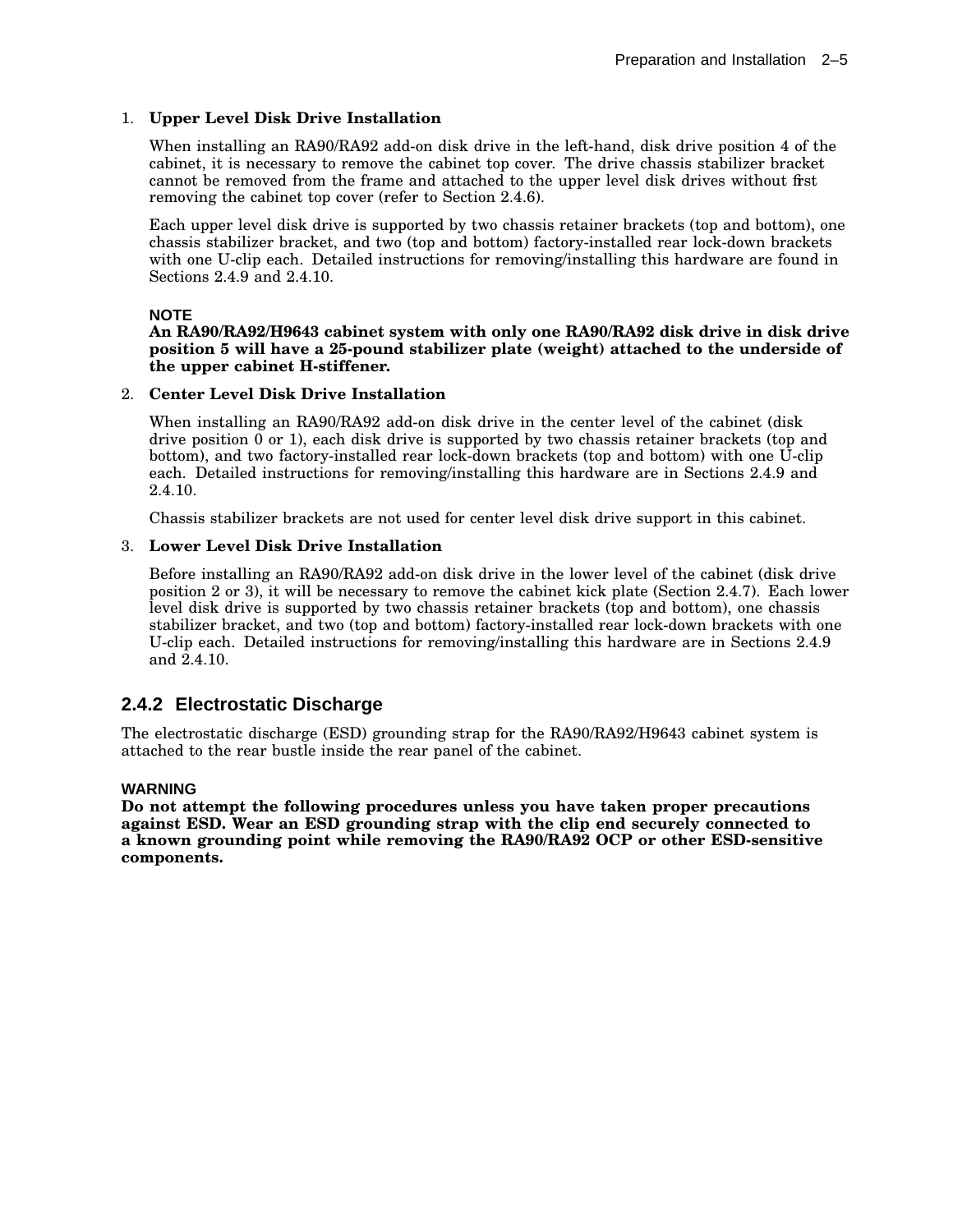1. **Upper Level Disk Drive Installation**

   When installing an RA90/RA92 add-on disk drive in the left-hand, disk drive position 4 of the cabinet, it is necessary to remove the cabinet top cover. The drive chassis stabilizer bracket cannot be removed from the frame and attached to the upper level disk drives without first removing the cabinet top cover (refer to Section 2.4.6).

   Each upper level disk drive is supported by two chassis retainer brackets (top and bottom), one chassis stabilizer bracket, and two (top and bottom) factory-installed rear lock-down brackets with one U-clip each. Detailed instructions for removing/installing this hardware are found in Sections 2.4.9 and 2.4.10.

   **NOTE**
   **An RA90/RA92/H9643 cabinet system with only one RA90/RA92 disk drive in disk drive position 5 will have a 25-pound stabilizer plate (weight) attached to the underside of the upper cabinet H-stiffener.**

2. **Center Level Disk Drive Installation**

   When installing an RA90/RA92 add-on disk drive in the center level of the cabinet (disk drive position 0 or 1), each disk drive is supported by two chassis retainer brackets (top and bottom), and two factory-installed rear lock-down brackets (top and bottom) with one U-clip each. Detailed instructions for removing/installing this hardware are in Sections 2.4.9 and 2.4.10.

   Chassis stabilizer brackets are not used for center level disk drive support in this cabinet.

3. **Lower Level Disk Drive Installation**

   Before installing an RA90/RA92 add-on disk drive in the lower level of the cabinet (disk drive position 2 or 3), it will be necessary to remove the cabinet kick plate (Section 2.4.7). Each lower level disk drive is supported by two chassis retainer brackets (top and bottom), one chassis stabilizer bracket, and two (top and bottom) factory-installed rear lock-down brackets with one U-clip each. Detailed instructions for removing/installing this hardware are in Sections 2.4.9 and 2.4.10.

### 2.4.2 Electrostatic Discharge

The electrostatic discharge (ESD) grounding strap for the RA90/RA92/H9643 cabinet system is attached to the rear bustle inside the rear panel of the cabinet.

**WARNING**
**Do not attempt the following procedures unless you have taken proper precautions against ESD. Wear an ESD grounding strap with the clip end securely connected to a known grounding point while removing the RA90/RA92 OCP or other ESD-sensitive components.**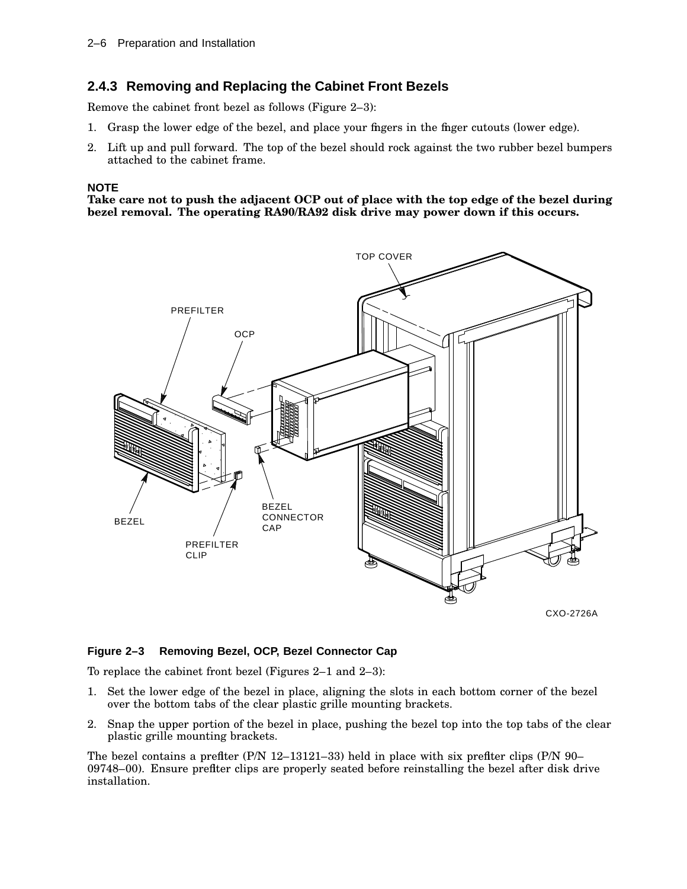### 2.4.3 Removing and Replacing the Cabinet Front Bezels

Remove the cabinet front bezel as follows (Figure 2–3):

1. Grasp the lower edge of the bezel, and place your fingers in the finger cutouts (lower edge).
2. Lift up and pull forward. The top of the bezel should rock against the two rubber bezel bumpers attached to the cabinet frame.

**NOTE**
**Take care not to push the adjacent OCP out of place with the top edge of the bezel during bezel removal. The operating RA90/RA92 disk drive may power down if this occurs.**

**Figure 2–3 Removing Bezel, OCP, Bezel Connector Cap**

To replace the cabinet front bezel (Figures 2–1 and 2–3):

1. Set the lower edge of the bezel in place, aligning the slots in each bottom corner of the bezel over the bottom tabs of the clear plastic grille mounting brackets.
2. Snap the upper portion of the bezel in place, pushing the bezel top into the top tabs of the clear plastic grille mounting brackets.

The bezel contains a prefilter (P/N 12–13121–33) held in place with six prefilter clips (P/N 90–09748–00). Ensure prefilter clips are properly seated before reinstalling the bezel after disk drive installation.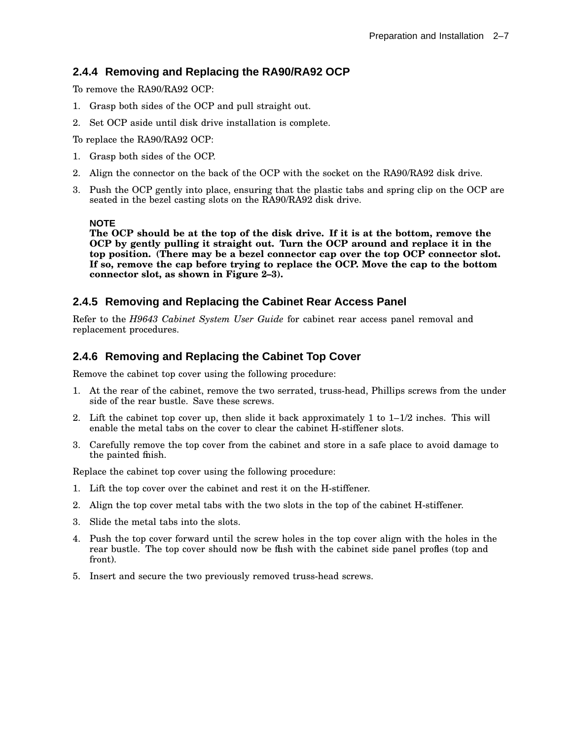### 2.4.4 Removing and Replacing the RA90/RA92 OCP

To remove the RA90/RA92 OCP:

1. Grasp both sides of the OCP and pull straight out.
2. Set OCP aside until disk drive installation is complete.

To replace the RA90/RA92 OCP:

1. Grasp both sides of the OCP.
2. Align the connector on the back of the OCP with the socket on the RA90/RA92 disk drive.
3. Push the OCP gently into place, ensuring that the plastic tabs and spring clip on the OCP are seated in the bezel casting slots on the RA90/RA92 disk drive.

**NOTE**
**The OCP should be at the top of the disk drive. If it is at the bottom, remove the OCP by gently pulling it straight out. Turn the OCP around and replace it in the top position. (There may be a bezel connector cap over the top OCP connector slot. If so, remove the cap before trying to replace the OCP. Move the cap to the bottom connector slot, as shown in Figure 2–3).**

### 2.4.5 Removing and Replacing the Cabinet Rear Access Panel

Refer to the *H9643 Cabinet System User Guide* for cabinet rear access panel removal and replacement procedures.

### 2.4.6 Removing and Replacing the Cabinet Top Cover

Remove the cabinet top cover using the following procedure:

1. At the rear of the cabinet, remove the two serrated, truss-head, Phillips screws from the under side of the rear bustle. Save these screws.
2. Lift the cabinet top cover up, then slide it back approximately 1 to 1–1/2 inches. This will enable the metal tabs on the cover to clear the cabinet H-stiffener slots.
3. Carefully remove the top cover from the cabinet and store in a safe place to avoid damage to the painted finish.

Replace the cabinet top cover using the following procedure:

1. Lift the top cover over the cabinet and rest it on the H-stiffener.
2. Align the top cover metal tabs with the two slots in the top of the cabinet H-stiffener.
3. Slide the metal tabs into the slots.
4. Push the top cover forward until the screw holes in the top cover align with the holes in the rear bustle. The top cover should now be flush with the cabinet side panel profiles (top and front).
5. Insert and secure the two previously removed truss-head screws.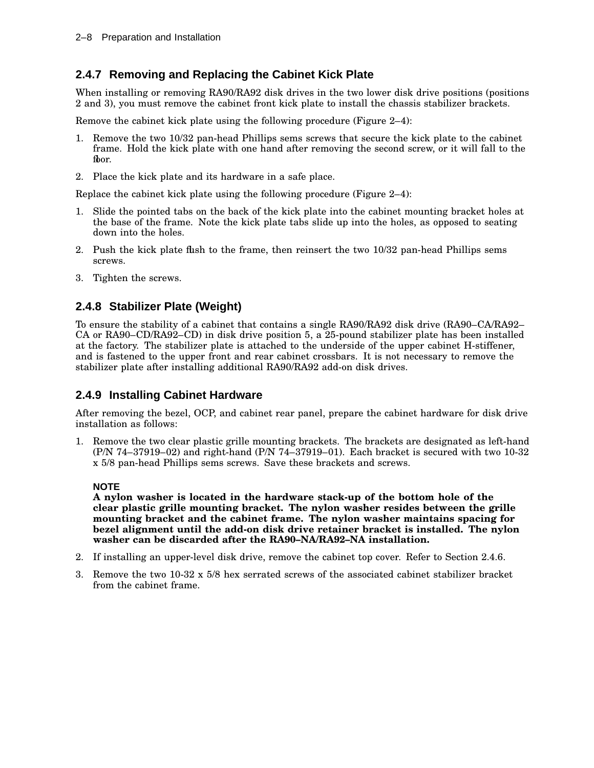## 2.4.7 Removing and Replacing the Cabinet Kick Plate

When installing or removing RA90/RA92 disk drives in the two lower disk drive positions (positions 2 and 3), you must remove the cabinet front kick plate to install the chassis stabilizer brackets.

Remove the cabinet kick plate using the following procedure (Figure 2–4):

1. Remove the two 10/32 pan-head Phillips sems screws that secure the kick plate to the cabinet frame. Hold the kick plate with one hand after removing the second screw, or it will fall to the floor.
2. Place the kick plate and its hardware in a safe place.

Replace the cabinet kick plate using the following procedure (Figure 2–4):

1. Slide the pointed tabs on the back of the kick plate into the cabinet mounting bracket holes at the base of the frame. Note the kick plate tabs slide up into the holes, as opposed to seating down into the holes.
2. Push the kick plate flush to the frame, then reinsert the two 10/32 pan-head Phillips sems screws.
3. Tighten the screws.

## 2.4.8 Stabilizer Plate (Weight)

To ensure the stability of a cabinet that contains a single RA90/RA92 disk drive (RA90–CA/RA92–CA or RA90–CD/RA92–CD) in disk drive position 5, a 25-pound stabilizer plate has been installed at the factory. The stabilizer plate is attached to the underside of the upper cabinet H-stiffener, and is fastened to the upper front and rear cabinet crossbars. It is not necessary to remove the stabilizer plate after installing additional RA90/RA92 add-on disk drives.

## 2.4.9 Installing Cabinet Hardware

After removing the bezel, OCP, and cabinet rear panel, prepare the cabinet hardware for disk drive installation as follows:

1. Remove the two clear plastic grille mounting brackets. The brackets are designated as left-hand (P/N 74–37919–02) and right-hand (P/N 74–37919–01). Each bracket is secured with two 10-32 x 5/8 pan-head Phillips sems screws. Save these brackets and screws.

   **NOTE**
   **A nylon washer is located in the hardware stack-up of the bottom hole of the clear plastic grille mounting bracket. The nylon washer resides between the grille mounting bracket and the cabinet frame. The nylon washer maintains spacing for bezel alignment until the add-on disk drive retainer bracket is installed. The nylon washer can be discarded after the RA90–NA/RA92–NA installation.**

2. If installing an upper-level disk drive, remove the cabinet top cover. Refer to Section 2.4.6.
3. Remove the two 10-32 x 5/8 hex serrated screws of the associated cabinet stabilizer bracket from the cabinet frame.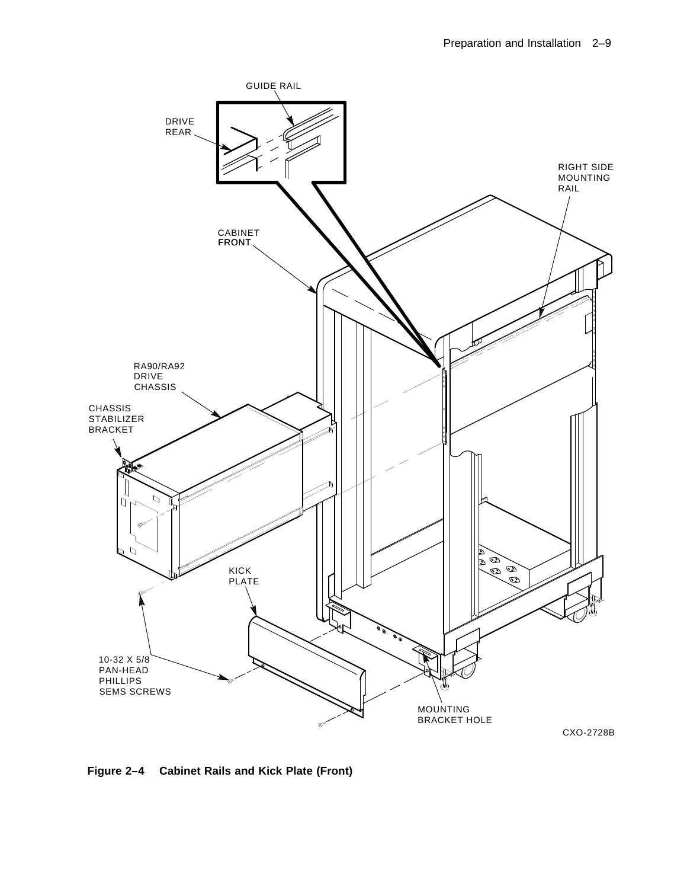**Figure 2–4 Cabinet Rails and Kick Plate (Front)**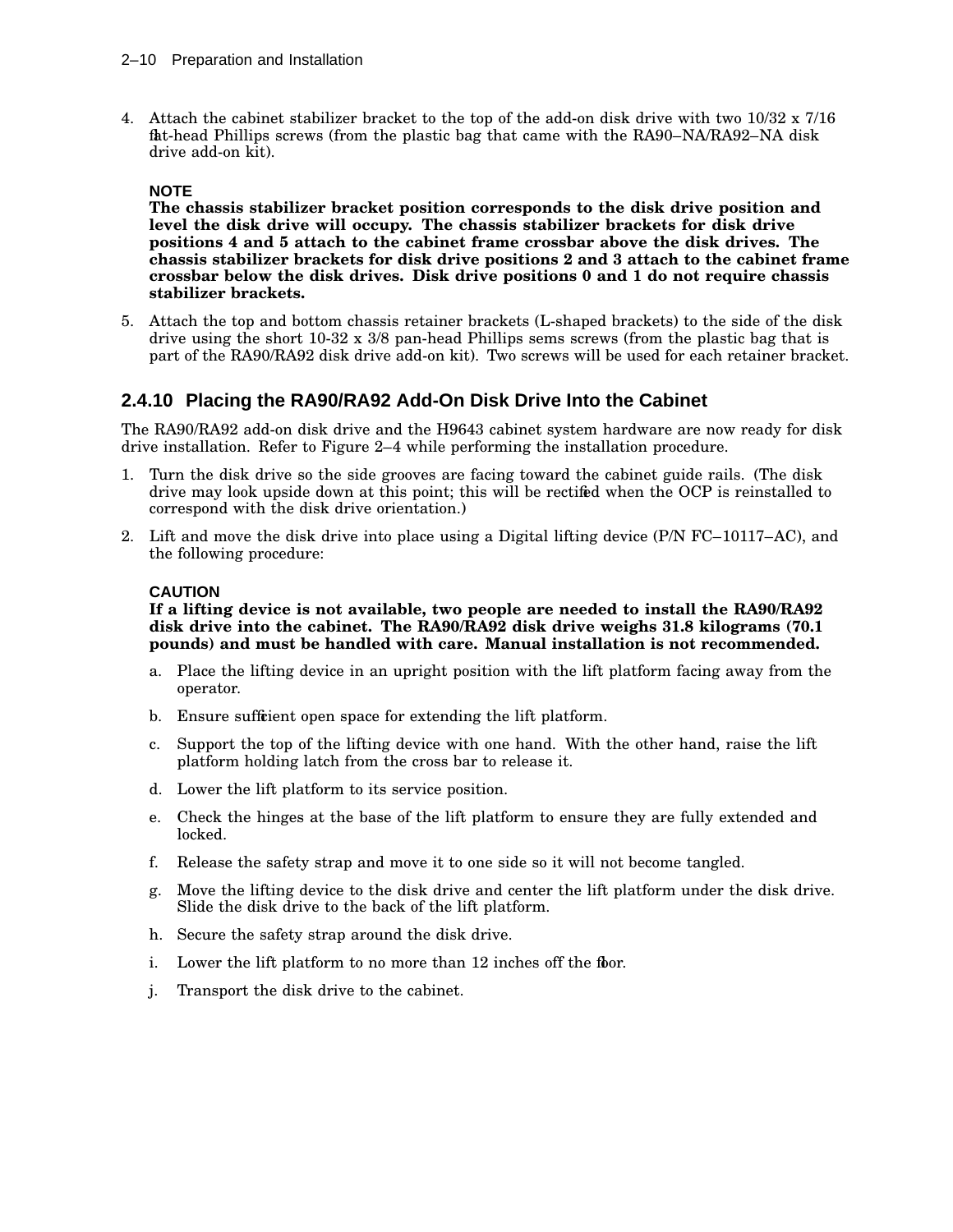4. Attach the cabinet stabilizer bracket to the top of the add-on disk drive with two 10/32 x 7/16 flat-head Phillips screws (from the plastic bag that came with the RA90–NA/RA92–NA disk drive add-on kit).

   **NOTE**
   **The chassis stabilizer bracket position corresponds to the disk drive position and level the disk drive will occupy. The chassis stabilizer brackets for disk drive positions 4 and 5 attach to the cabinet frame crossbar above the disk drives. The chassis stabilizer brackets for disk drive positions 2 and 3 attach to the cabinet frame crossbar below the disk drives. Disk drive positions 0 and 1 do not require chassis stabilizer brackets.**

5. Attach the top and bottom chassis retainer brackets (L-shaped brackets) to the side of the disk drive using the short 10-32 x 3/8 pan-head Phillips sems screws (from the plastic bag that is part of the RA90/RA92 disk drive add-on kit). Two screws will be used for each retainer bracket.

### 2.4.10 Placing the RA90/RA92 Add-On Disk Drive Into the Cabinet

The RA90/RA92 add-on disk drive and the H9643 cabinet system hardware are now ready for disk drive installation. Refer to Figure 2–4 while performing the installation procedure.

1. Turn the disk drive so the side grooves are facing toward the cabinet guide rails. (The disk drive may look upside down at this point; this will be rectified when the OCP is reinstalled to correspond with the disk drive orientation.)
2. Lift and move the disk drive into place using a Digital lifting device (P/N FC–10117–AC), and the following procedure:

   **CAUTION**
   **If a lifting device is not available, two people are needed to install the RA90/RA92 disk drive into the cabinet. The RA90/RA92 disk drive weighs 31.8 kilograms (70.1 pounds) and must be handled with care. Manual installation is not recommended.**

   a. Place the lifting device in an upright position with the lift platform facing away from the operator.
   b. Ensure sufficient open space for extending the lift platform.
   c. Support the top of the lifting device with one hand. With the other hand, raise the lift platform holding latch from the cross bar to release it.
   d. Lower the lift platform to its service position.
   e. Check the hinges at the base of the lift platform to ensure they are fully extended and locked.
   f. Release the safety strap and move it to one side so it will not become tangled.
   g. Move the lifting device to the disk drive and center the lift platform under the disk drive. Slide the disk drive to the back of the lift platform.
   h. Secure the safety strap around the disk drive.
   i. Lower the lift platform to no more than 12 inches off the floor.
   j. Transport the disk drive to the cabinet.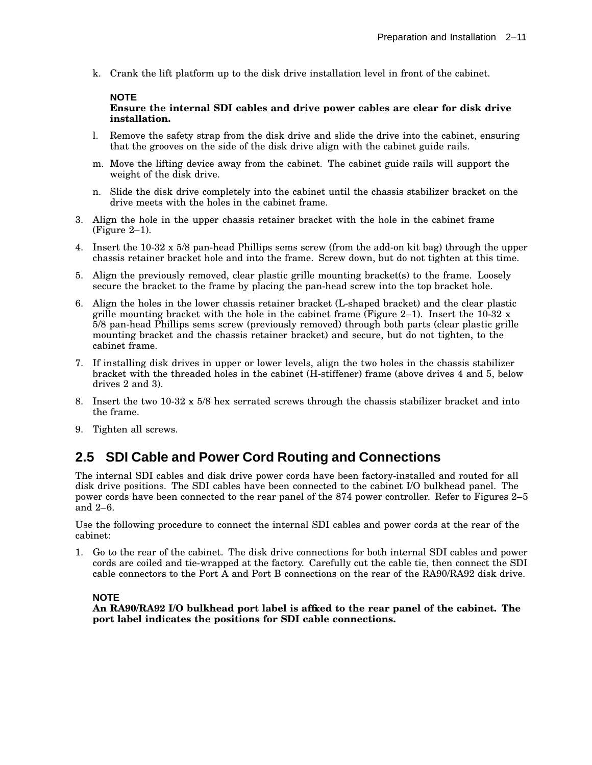k. Crank the lift platform up to the disk drive installation level in front of the cabinet.

**NOTE**
**Ensure the internal SDI cables and drive power cables are clear for disk drive installation.**

l. Remove the safety strap from the disk drive and slide the drive into the cabinet, ensuring that the grooves on the side of the disk drive align with the cabinet guide rails.

m. Move the lifting device away from the cabinet. The cabinet guide rails will support the weight of the disk drive.

n. Slide the disk drive completely into the cabinet until the chassis stabilizer bracket on the drive meets with the holes in the cabinet frame.

3. Align the hole in the upper chassis retainer bracket with the hole in the cabinet frame (Figure 2–1).
4. Insert the 10-32 x 5/8 pan-head Phillips sems screw (from the add-on kit bag) through the upper chassis retainer bracket hole and into the frame. Screw down, but do not tighten at this time.
5. Align the previously removed, clear plastic grille mounting bracket(s) to the frame. Loosely secure the bracket to the frame by placing the pan-head screw into the top bracket hole.
6. Align the holes in the lower chassis retainer bracket (L-shaped bracket) and the clear plastic grille mounting bracket with the hole in the cabinet frame (Figure 2–1). Insert the 10-32 x 5/8 pan-head Phillips sems screw (previously removed) through both parts (clear plastic grille mounting bracket and the chassis retainer bracket) and secure, but do not tighten, to the cabinet frame.
7. If installing disk drives in upper or lower levels, align the two holes in the chassis stabilizer bracket with the threaded holes in the cabinet (H-stiffener) frame (above drives 4 and 5, below drives 2 and 3).
8. Insert the two 10-32 x 5/8 hex serrated screws through the chassis stabilizer bracket and into the frame.
9. Tighten all screws.

## 2.5 SDI Cable and Power Cord Routing and Connections

The internal SDI cables and disk drive power cords have been factory-installed and routed for all disk drive positions. The SDI cables have been connected to the cabinet I/O bulkhead panel. The power cords have been connected to the rear panel of the 874 power controller. Refer to Figures 2–5 and 2–6.

Use the following procedure to connect the internal SDI cables and power cords at the rear of the cabinet:

1. Go to the rear of the cabinet. The disk drive connections for both internal SDI cables and power cords are coiled and tie-wrapped at the factory. Carefully cut the cable tie, then connect the SDI cable connectors to the Port A and Port B connections on the rear of the RA90/RA92 disk drive.

**NOTE**
**An RA90/RA92 I/O bulkhead port label is affixed to the rear panel of the cabinet. The port label indicates the positions for SDI cable connections.**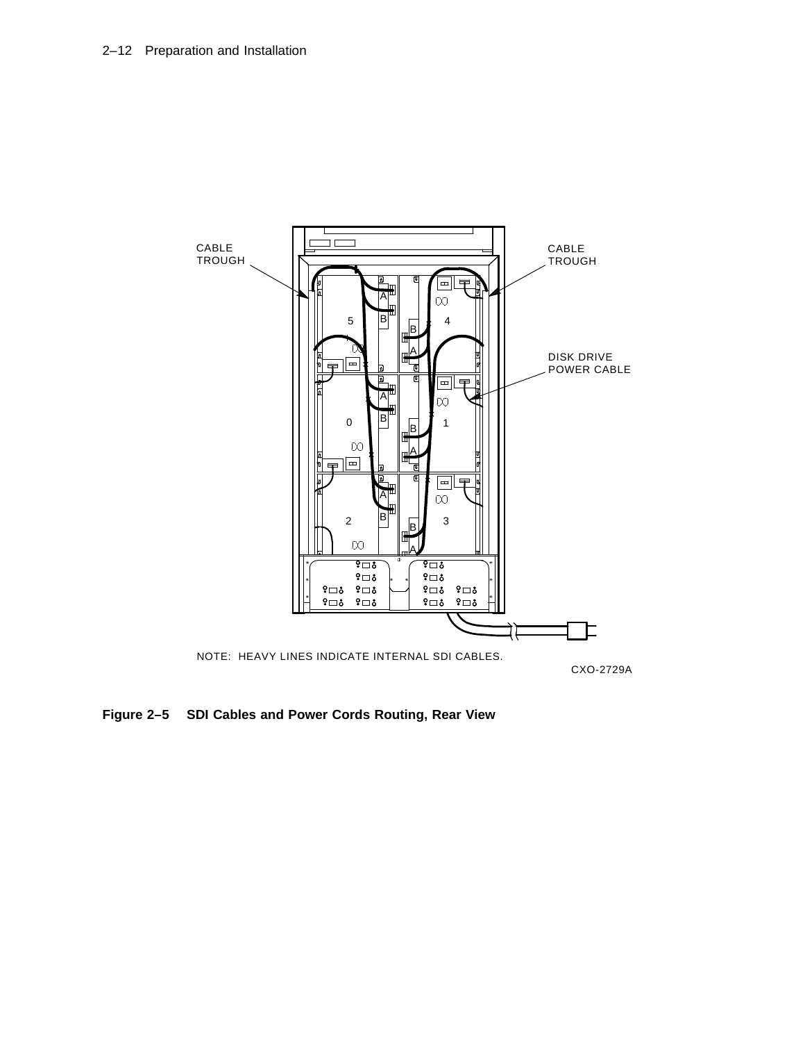CABLE TROUGH

CABLE TROUGH

DISK DRIVE POWER CABLE

NOTE: HEAVY LINES INDICATE INTERNAL SDI CABLES.

CXO-2729A

**Figure 2–5 SDI Cables and Power Cords Routing, Rear View**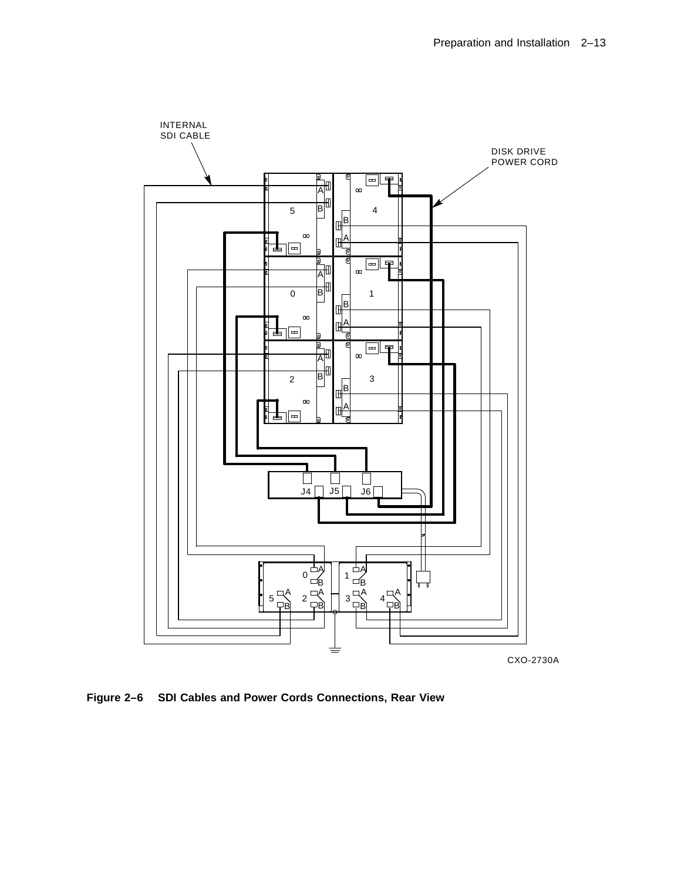INTERNAL SDI CABLE

DISK DRIVE POWER CORD

CXO-2730A

**Figure 2–6 SDI Cables and Power Cords Connections, Rear View**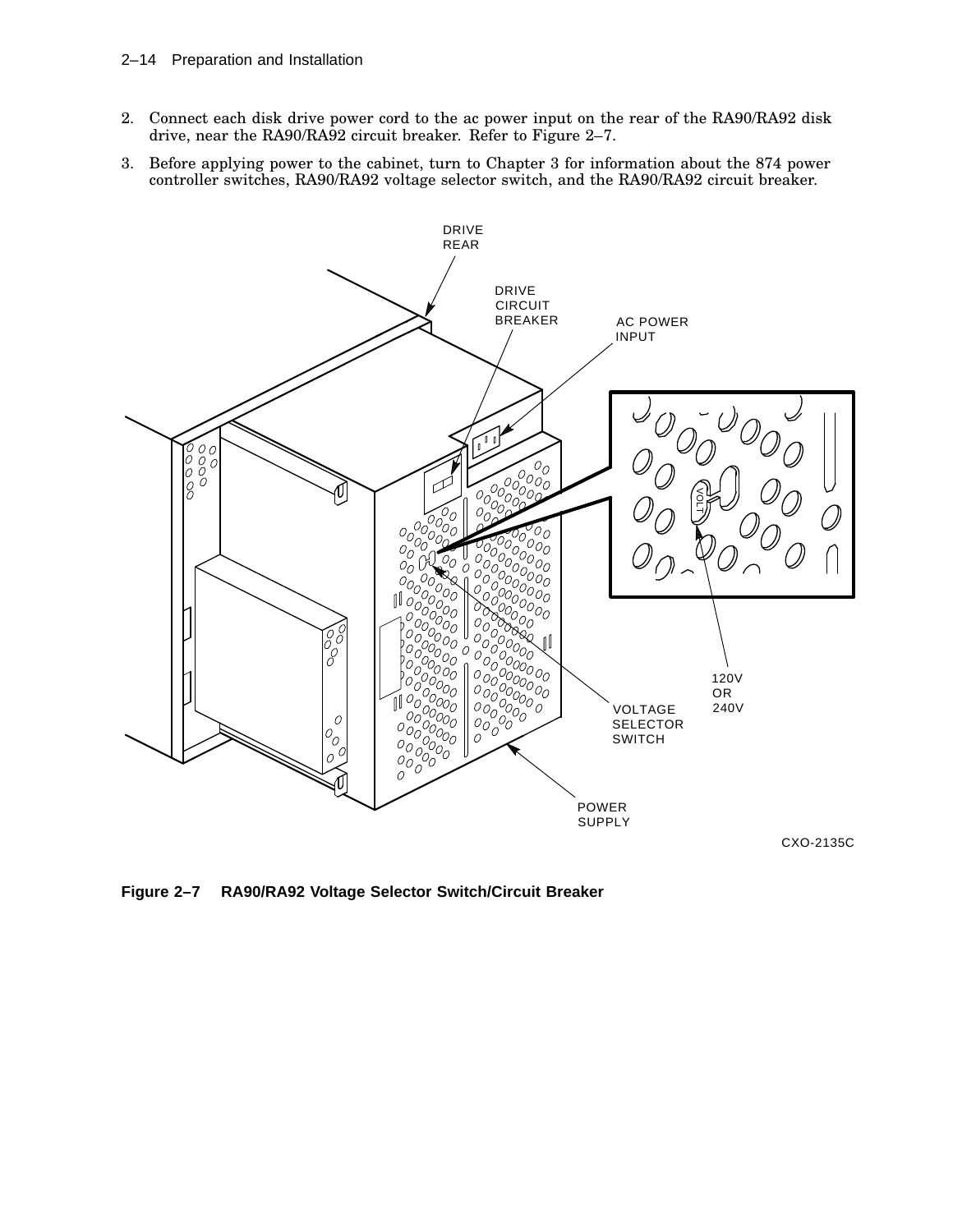2. Connect each disk drive power cord to the ac power input on the rear of the RA90/RA92 disk drive, near the RA90/RA92 circuit breaker. Refer to Figure 2–7.
3. Before applying power to the cabinet, turn to Chapter 3 for information about the 874 power controller switches, RA90/RA92 voltage selector switch, and the RA90/RA92 circuit breaker.

**Figure 2–7 RA90/RA92 Voltage Selector Switch/Circuit Breaker**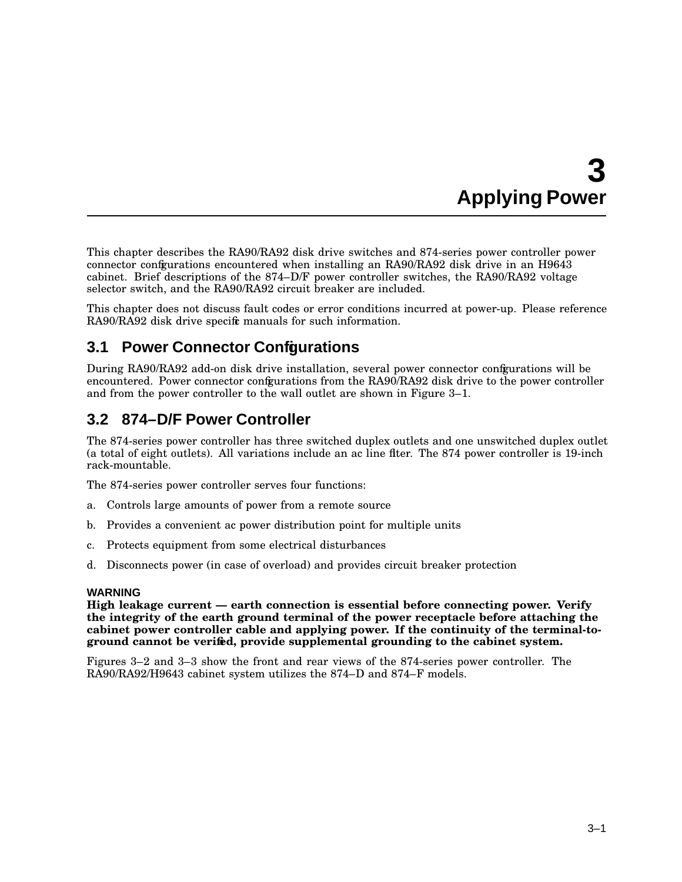# 3 Applying Power

This chapter describes the RA90/RA92 disk drive switches and 874-series power controller power connector configurations encountered when installing an RA90/RA92 disk drive in an H9643 cabinet. Brief descriptions of the 874–D/F power controller switches, the RA90/RA92 voltage selector switch, and the RA90/RA92 circuit breaker are included.

This chapter does not discuss fault codes or error conditions incurred at power-up. Please reference RA90/RA92 disk drive specific manuals for such information.

## 3.1 Power Connector Configurations

During RA90/RA92 add-on disk drive installation, several power connector configurations will be encountered. Power connector configurations from the RA90/RA92 disk drive to the power controller and from the power controller to the wall outlet are shown in Figure 3–1.

## 3.2 874–D/F Power Controller

The 874-series power controller has three switched duplex outlets and one unswitched duplex outlet (a total of eight outlets). All variations include an ac line filter. The 874 power controller is 19-inch rack-mountable.

The 874-series power controller serves four functions:

a. Controls large amounts of power from a remote source

b. Provides a convenient ac power distribution point for multiple units

c. Protects equipment from some electrical disturbances

d. Disconnects power (in case of overload) and provides circuit breaker protection

**WARNING**
**High leakage current — earth connection is essential before connecting power. Verify the integrity of the earth ground terminal of the power receptacle before attaching the cabinet power controller cable and applying power. If the continuity of the terminal-to-ground cannot be verified, provide supplemental grounding to the cabinet system.**

Figures 3–2 and 3–3 show the front and rear views of the 874-series power controller. The RA90/RA92/H9643 cabinet system utilizes the 874–D and 874–F models.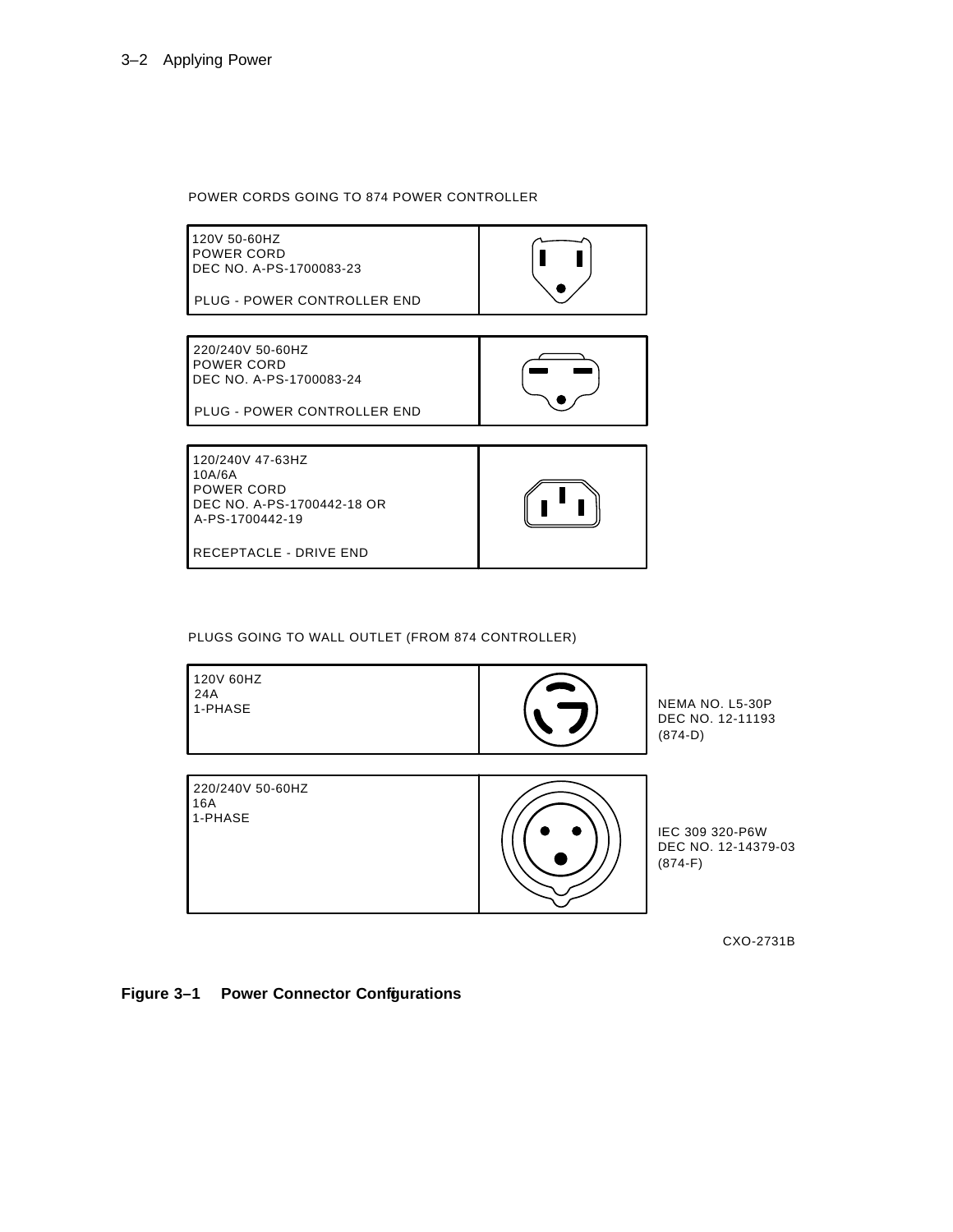POWER CORDS GOING TO 874 POWER CONTROLLER

| | |
|---|---|
| 120V 50-60HZ<br>POWER CORD<br>DEC NO. A-PS-1700083-23<br><br>PLUG - POWER CONTROLLER END | |
| 220/240V 50-60HZ<br>POWER CORD<br>DEC NO. A-PS-1700083-24<br><br>PLUG - POWER CONTROLLER END | |
| 120/240V 47-63HZ<br>10A/6A<br>POWER CORD<br>DEC NO. A-PS-1700442-18 OR<br>A-PS-1700442-19<br><br>RECEPTACLE - DRIVE END | |

PLUGS GOING TO WALL OUTLET (FROM 874 CONTROLLER)

| | | |
|---|---|---|
| 120V 60HZ<br>24A<br>1-PHASE | | NEMA NO. L5-30P<br>DEC NO. 12-11193<br>(874-D) |
| 220/240V 50-60HZ<br>16A<br>1-PHASE | | IEC 309 320-P6W<br>DEC NO. 12-14379-03<br>(874-F) |

CXO-2731B

**Figure 3–1 Power Connector Configurations**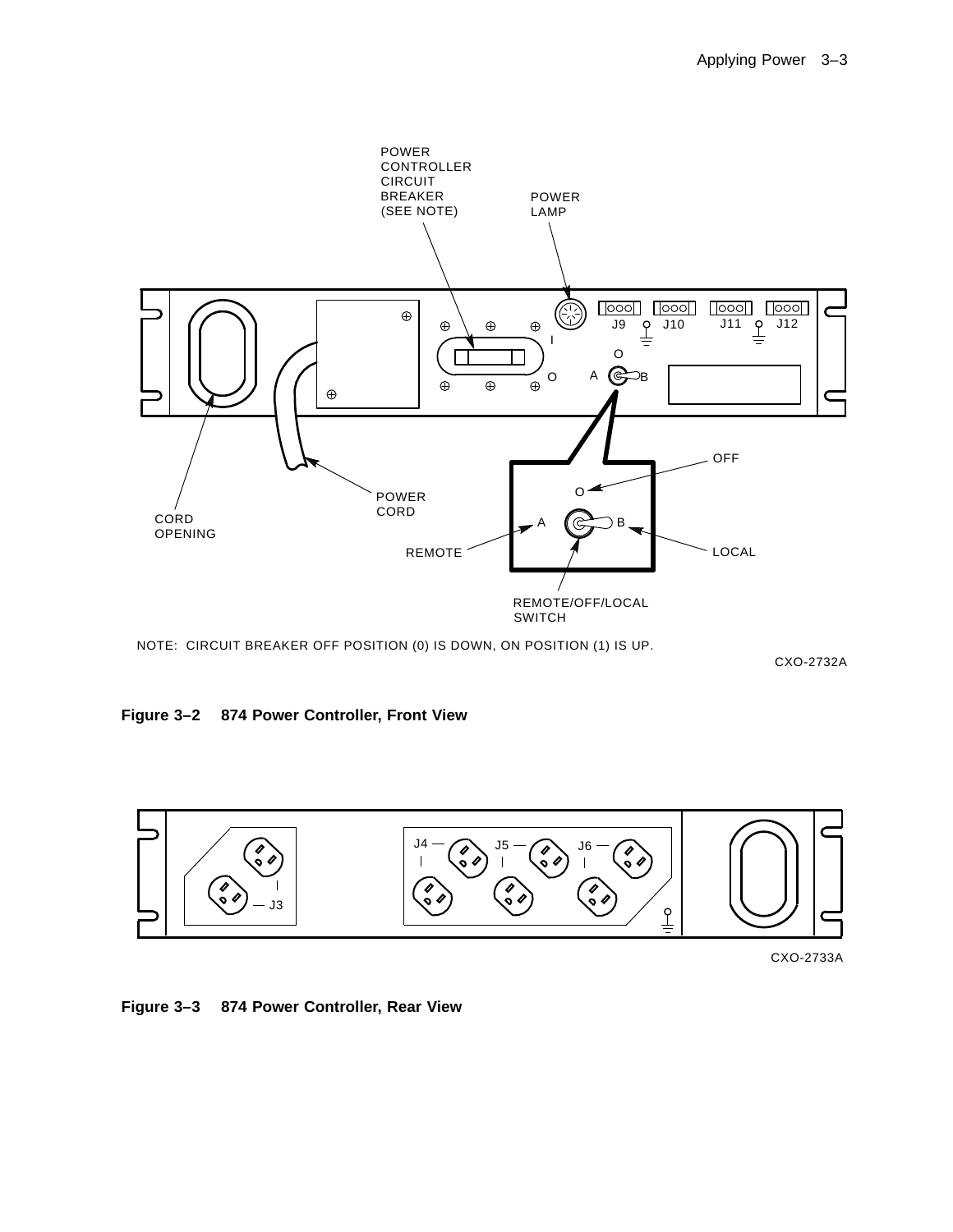NOTE: CIRCUIT BREAKER OFF POSITION (0) IS DOWN, ON POSITION (1) IS UP.

**Figure 3–2 874 Power Controller, Front View**

**Figure 3–3 874 Power Controller, Rear View**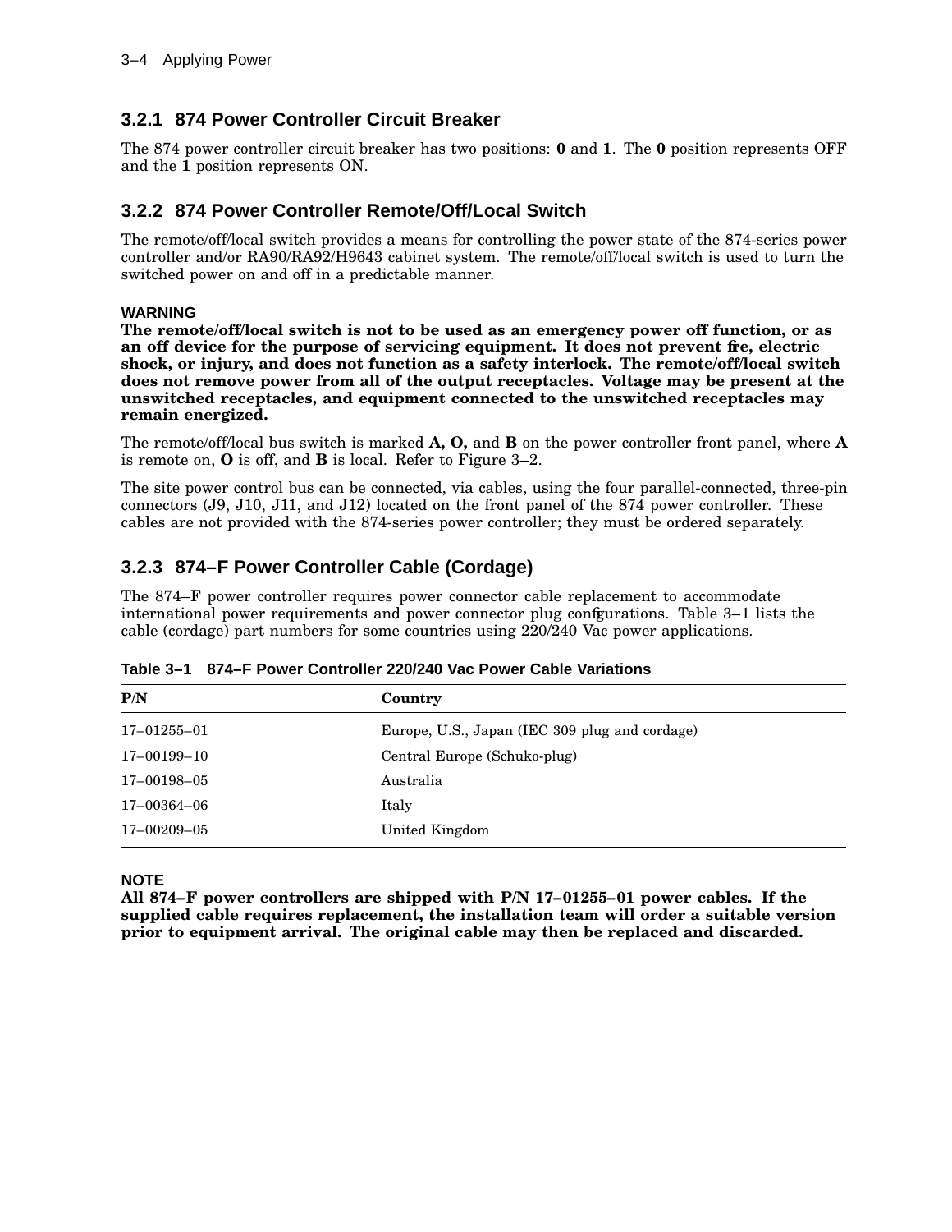### 3.2.1 874 Power Controller Circuit Breaker

The 874 power controller circuit breaker has two positions: **0** and **1**. The **0** position represents OFF and the **1** position represents ON.

### 3.2.2 874 Power Controller Remote/Off/Local Switch

The remote/off/local switch provides a means for controlling the power state of the 874-series power controller and/or RA90/RA92/H9643 cabinet system. The remote/off/local switch is used to turn the switched power on and off in a predictable manner.

**WARNING**
**The remote/off/local switch is not to be used as an emergency power off function, or as an off device for the purpose of servicing equipment. It does not prevent fire, electric shock, or injury, and does not function as a safety interlock. The remote/off/local switch does not remove power from all of the output receptacles. Voltage may be present at the unswitched receptacles, and equipment connected to the unswitched receptacles may remain energized.**

The remote/off/local bus switch is marked **A, O,** and **B** on the power controller front panel, where **A** is remote on, **O** is off, and **B** is local. Refer to Figure 3–2.

The site power control bus can be connected, via cables, using the four parallel-connected, three-pin connectors (J9, J10, J11, and J12) located on the front panel of the 874 power controller. These cables are not provided with the 874-series power controller; they must be ordered separately.

### 3.2.3 874–F Power Controller Cable (Cordage)

The 874–F power controller requires power connector cable replacement to accommodate international power requirements and power connector plug configurations. Table 3–1 lists the cable (cordage) part numbers for some countries using 220/240 Vac power applications.

**Table 3–1 874–F Power Controller 220/240 Vac Power Cable Variations**

| P/N | Country |
|---|---|
| 17–01255–01 | Europe, U.S., Japan (IEC 309 plug and cordage) |
| 17–00199–10 | Central Europe (Schuko-plug) |
| 17–00198–05 | Australia |
| 17–00364–06 | Italy |
| 17–00209–05 | United Kingdom |

**NOTE**
**All 874–F power controllers are shipped with P/N 17–01255–01 power cables. If the supplied cable requires replacement, the installation team will order a suitable version prior to equipment arrival. The original cable may then be replaced and discarded.**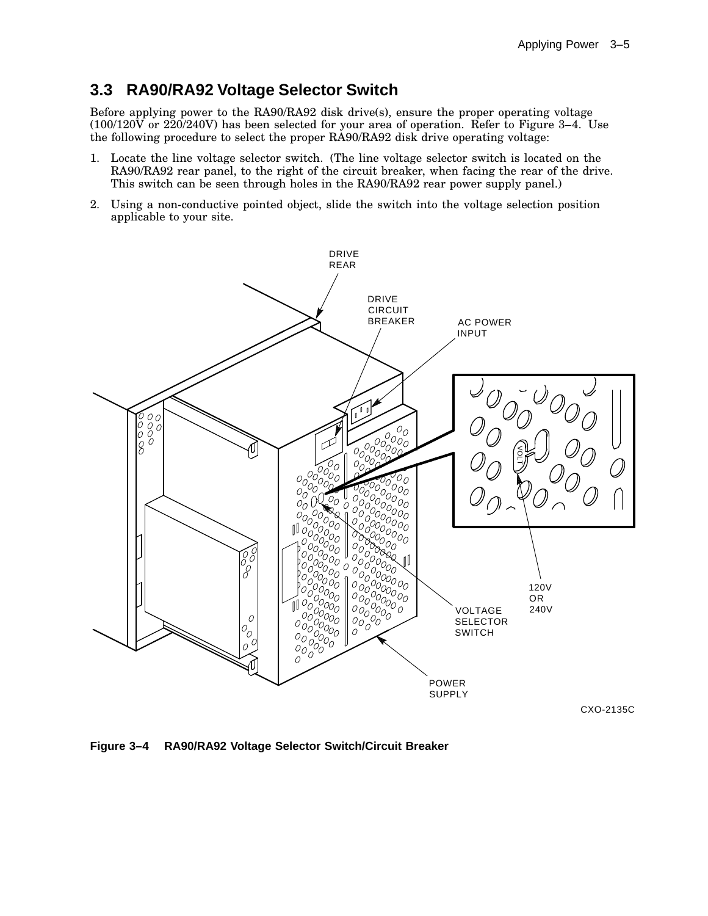## 3.3 RA90/RA92 Voltage Selector Switch

Before applying power to the RA90/RA92 disk drive(s), ensure the proper operating voltage (100/120V or 220/240V) has been selected for your area of operation. Refer to Figure 3–4. Use the following procedure to select the proper RA90/RA92 disk drive operating voltage:

1. Locate the line voltage selector switch. (The line voltage selector switch is located on the RA90/RA92 rear panel, to the right of the circuit breaker, when facing the rear of the drive. This switch can be seen through holes in the RA90/RA92 rear power supply panel.)
2. Using a non-conductive pointed object, slide the switch into the voltage selection position applicable to your site.

**Figure 3–4 RA90/RA92 Voltage Selector Switch/Circuit Breaker**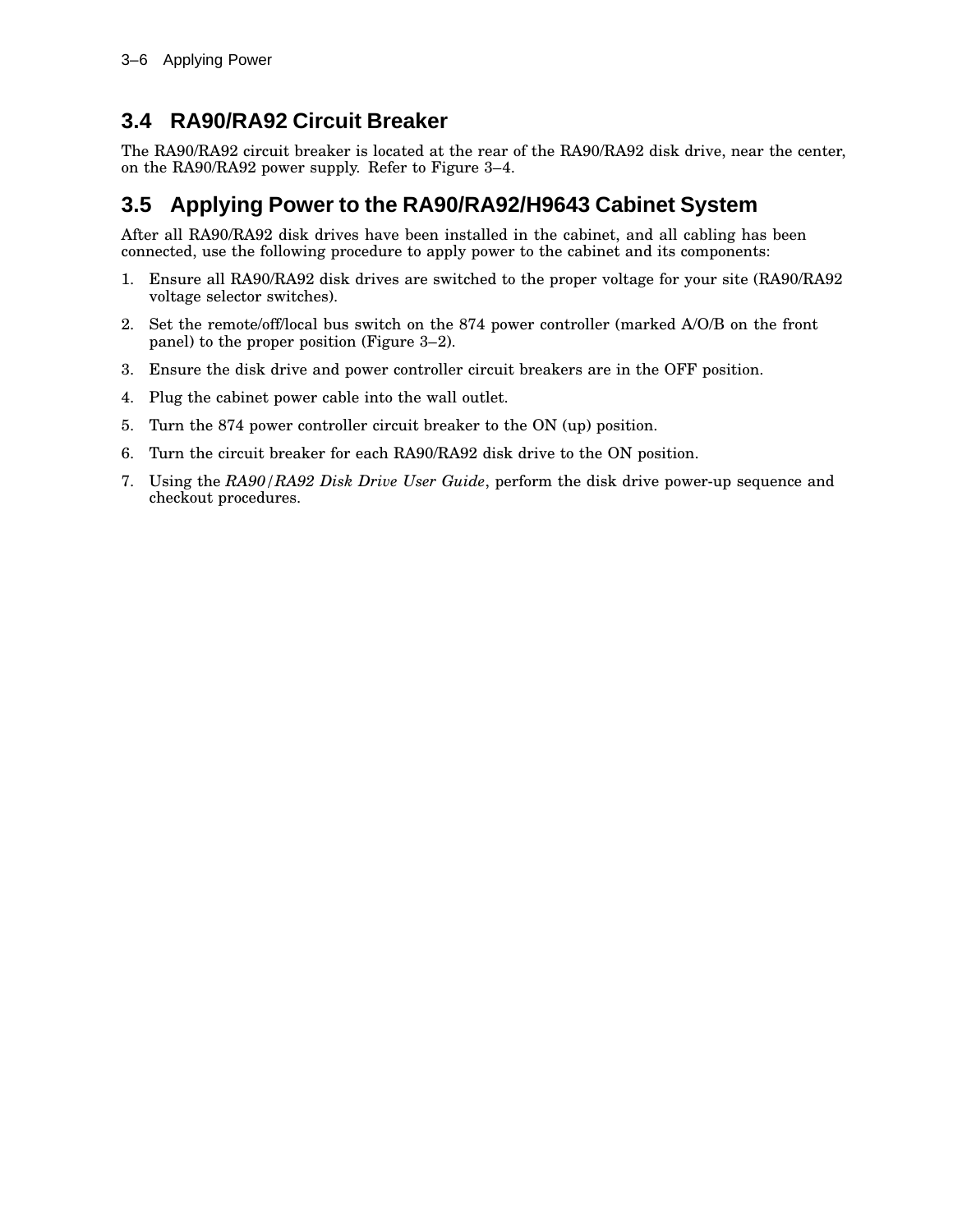## 3.4 RA90/RA92 Circuit Breaker

The RA90/RA92 circuit breaker is located at the rear of the RA90/RA92 disk drive, near the center, on the RA90/RA92 power supply. Refer to Figure 3–4.

## 3.5 Applying Power to the RA90/RA92/H9643 Cabinet System

After all RA90/RA92 disk drives have been installed in the cabinet, and all cabling has been connected, use the following procedure to apply power to the cabinet and its components:

1. Ensure all RA90/RA92 disk drives are switched to the proper voltage for your site (RA90/RA92 voltage selector switches).
2. Set the remote/off/local bus switch on the 874 power controller (marked A/O/B on the front panel) to the proper position (Figure 3–2).
3. Ensure the disk drive and power controller circuit breakers are in the OFF position.
4. Plug the cabinet power cable into the wall outlet.
5. Turn the 874 power controller circuit breaker to the ON (up) position.
6. Turn the circuit breaker for each RA90/RA92 disk drive to the ON position.
7. Using the *RA90/RA92 Disk Drive User Guide*, perform the disk drive power-up sequence and checkout procedures.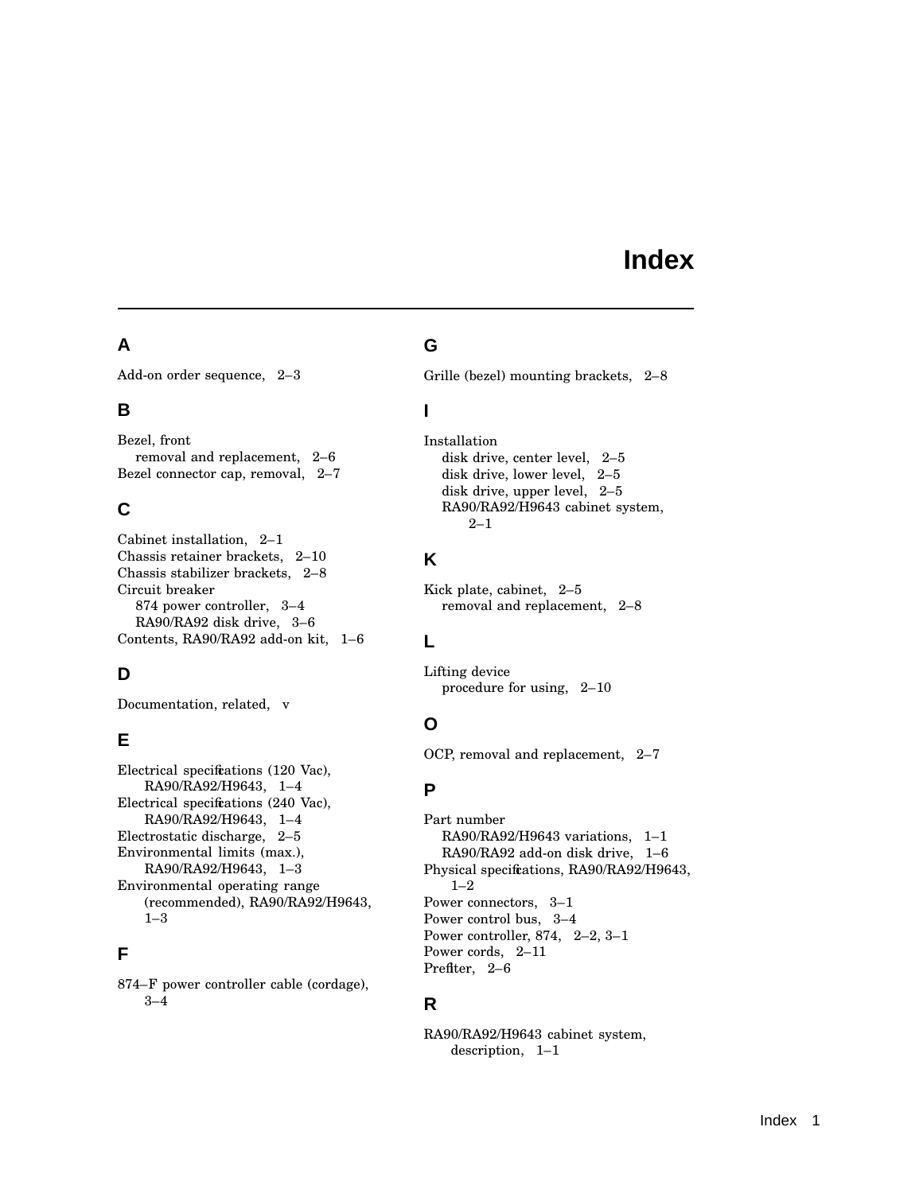# Index

## A

Add-on order sequence, 2–3

## B

Bezel, front
  removal and replacement, 2–6
Bezel connector cap, removal, 2–7

## C

Cabinet installation, 2–1
Chassis retainer brackets, 2–10
Chassis stabilizer brackets, 2–8
Circuit breaker
  874 power controller, 3–4
  RA90/RA92 disk drive, 3–6
Contents, RA90/RA92 add-on kit, 1–6

## D

Documentation, related, v

## E

Electrical specifications (120 Vac), RA90/RA92/H9643, 1–4
Electrical specifications (240 Vac), RA90/RA92/H9643, 1–4
Electrostatic discharge, 2–5
Environmental limits (max.), RA90/RA92/H9643, 1–3
Environmental operating range (recommended), RA90/RA92/H9643, 1–3

## F

874–F power controller cable (cordage), 3–4

## G

Grille (bezel) mounting brackets, 2–8

## I

Installation
  disk drive, center level, 2–5
  disk drive, lower level, 2–5
  disk drive, upper level, 2–5
  RA90/RA92/H9643 cabinet system, 2–1

## K

Kick plate, cabinet, 2–5
  removal and replacement, 2–8

## L

Lifting device
  procedure for using, 2–10

## O

OCP, removal and replacement, 2–7

## P

Part number
  RA90/RA92/H9643 variations, 1–1
  RA90/RA92 add-on disk drive, 1–6
Physical specifications, RA90/RA92/H9643, 1–2
Power connectors, 3–1
Power control bus, 3–4
Power controller, 874, 2–2, 3–1
Power cords, 2–11
Prefilter, 2–6

## R

RA90/RA92/H9643 cabinet system, description, 1–1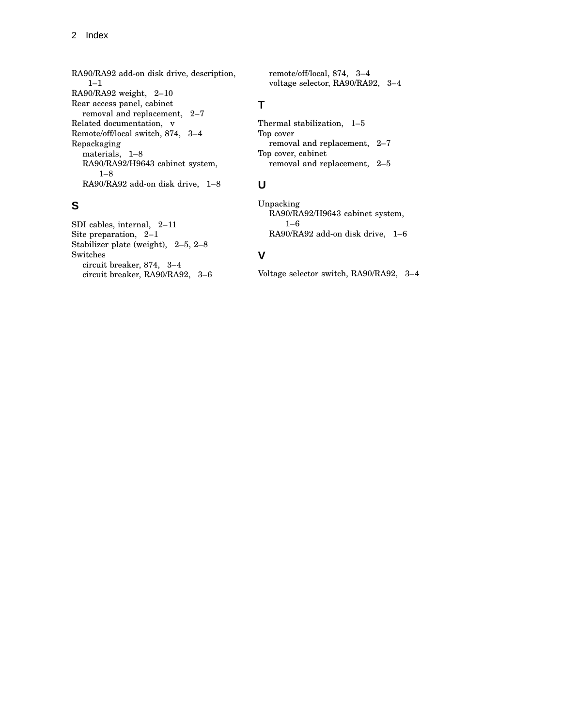RA90/RA92 add-on disk drive, description, 1–1
RA90/RA92 weight, 2–10
Rear access panel, cabinet
  removal and replacement, 2–7
Related documentation, v
Remote/off/local switch, 874, 3–4
Repackaging
  materials, 1–8
  RA90/RA92/H9643 cabinet system, 1–8
  RA90/RA92 add-on disk drive, 1–8

## S

SDI cables, internal, 2–11
Site preparation, 2–1
Stabilizer plate (weight), 2–5, 2–8
Switches
  circuit breaker, 874, 3–4
  circuit breaker, RA90/RA92, 3–6
  remote/off/local, 874, 3–4
  voltage selector, RA90/RA92, 3–4

## T

Thermal stabilization, 1–5
Top cover
  removal and replacement, 2–7
Top cover, cabinet
  removal and replacement, 2–5

## U

Unpacking
  RA90/RA92/H9643 cabinet system, 1–6
  RA90/RA92 add-on disk drive, 1–6

## V

Voltage selector switch, RA90/RA92, 3–4